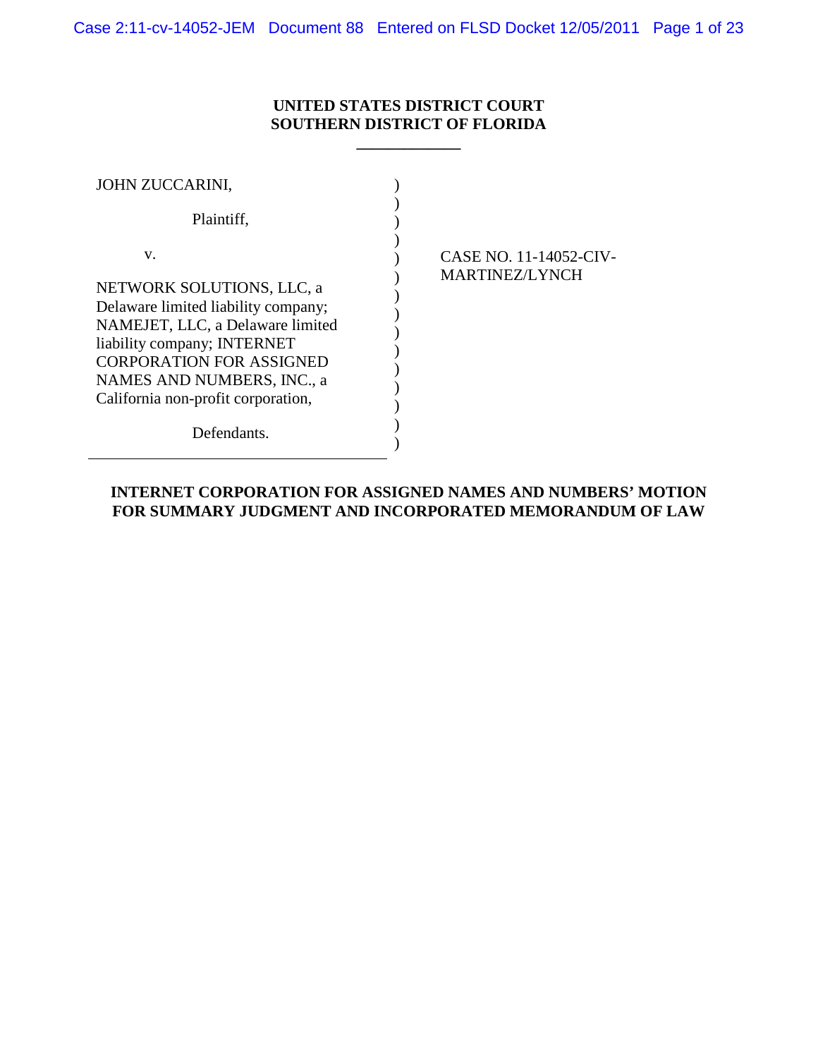**UNITED STATES DISTRICT COURT**
**SOUTHERN DISTRICT OF FLORIDA**

JOHN ZUCCARINI,

Plaintiff,

v.

NETWORK SOLUTIONS, LLC, a Delaware limited liability company; NAMEJET, LLC, a Delaware limited liability company; INTERNET CORPORATION FOR ASSIGNED NAMES AND NUMBERS, INC., a California non-profit corporation,

Defendants.

CASE NO. 11-14052-CIV-MARTINEZ/LYNCH

**INTERNET CORPORATION FOR ASSIGNED NAMES AND NUMBERS' MOTION FOR SUMMARY JUDGMENT AND INCORPORATED MEMORANDUM OF LAW**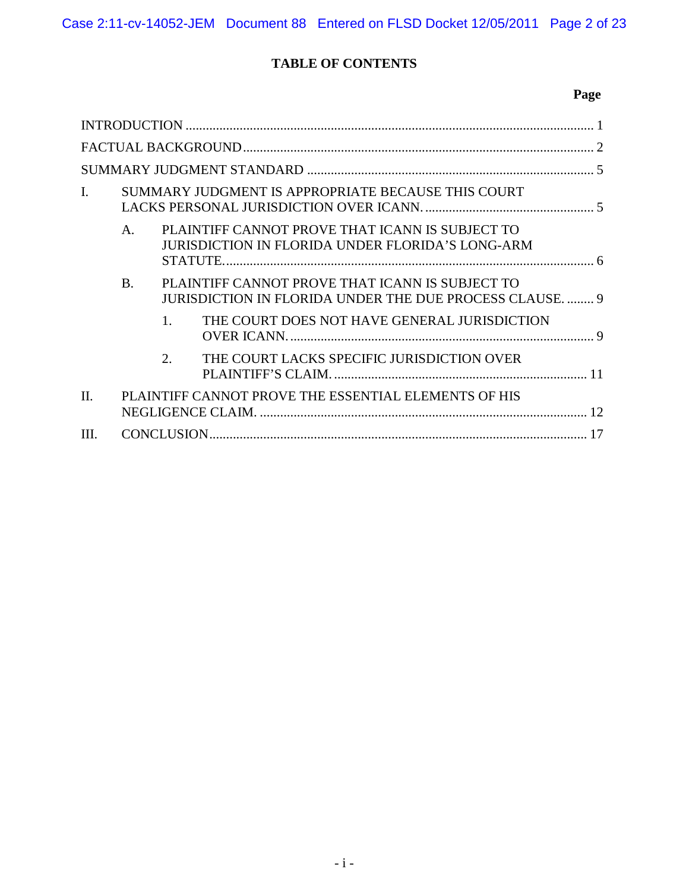## TABLE OF CONTENTS

| | Page |
|---|---|
| INTRODUCTION | 1 |
| FACTUAL BACKGROUND | 2 |
| SUMMARY JUDGMENT STANDARD | 5 |
| I. SUMMARY JUDGMENT IS APPROPRIATE BECAUSE THIS COURT LACKS PERSONAL JURISDICTION OVER ICANN. | 5 |
| A. PLAINTIFF CANNOT PROVE THAT ICANN IS SUBJECT TO JURISDICTION IN FLORIDA UNDER FLORIDA'S LONG-ARM STATUTE. | 6 |
| B. PLAINTIFF CANNOT PROVE THAT ICANN IS SUBJECT TO JURISDICTION IN FLORIDA UNDER THE DUE PROCESS CLAUSE. | 9 |
| 1. THE COURT DOES NOT HAVE GENERAL JURISDICTION OVER ICANN. | 9 |
| 2. THE COURT LACKS SPECIFIC JURISDICTION OVER PLAINTIFF'S CLAIM. | 11 |
| II. PLAINTIFF CANNOT PROVE THE ESSENTIAL ELEMENTS OF HIS NEGLIGENCE CLAIM. | 12 |
| III. CONCLUSION | 17 |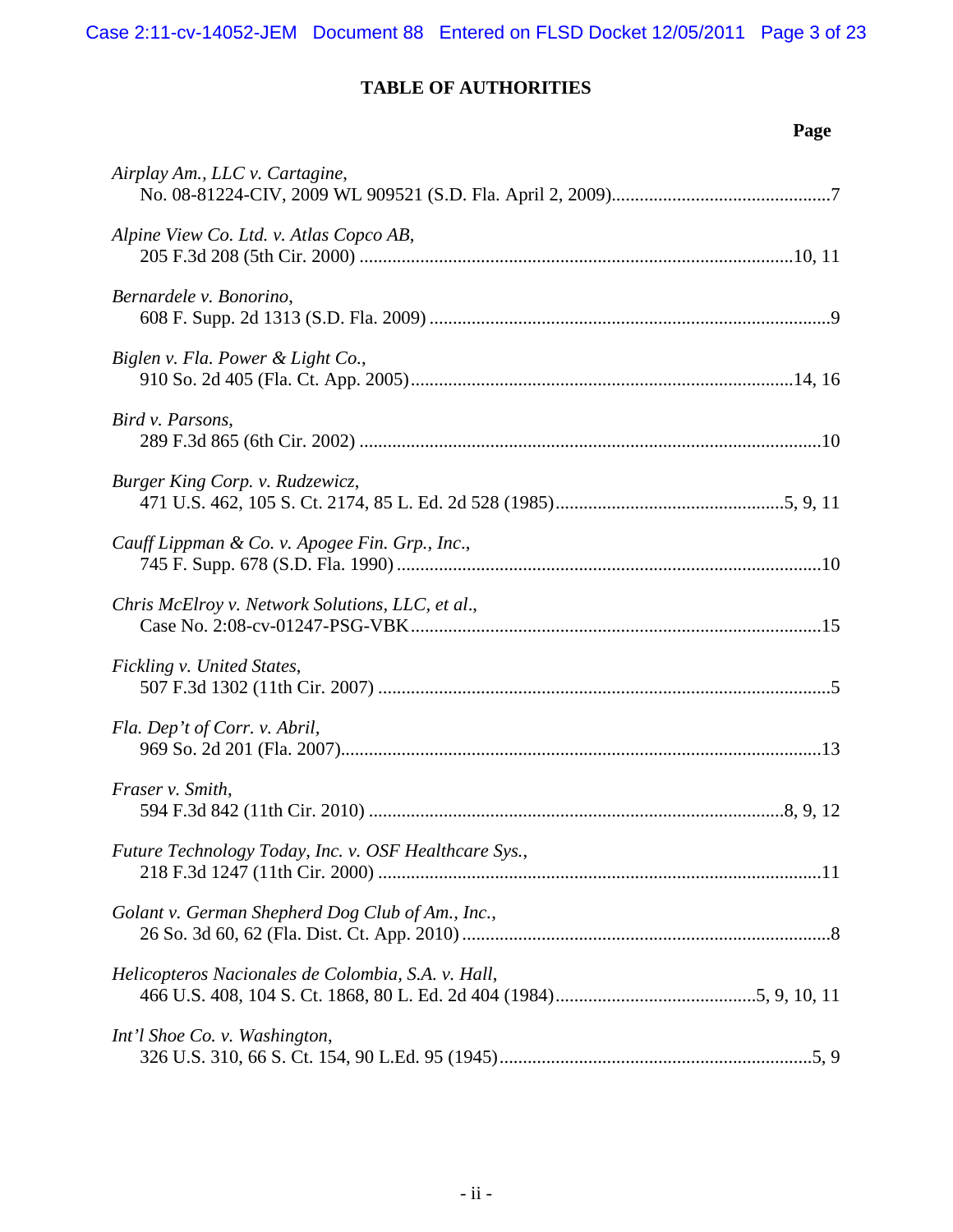## TABLE OF AUTHORITIES

**Page**

*Airplay Am., LLC v. Cartagine*,
No. 08-81224-CIV, 2009 WL 909521 (S.D. Fla. April 2, 2009)...............................................7

*Alpine View Co. Ltd. v. Atlas Copco AB*,
205 F.3d 208 (5th Cir. 2000) ...........................................................................................10, 11

*Bernardele v. Bonorino*,
608 F. Supp. 2d 1313 (S.D. Fla. 2009) .....................................................................................9

*Biglen v. Fla. Power & Light Co.*,
910 So. 2d 405 (Fla. Ct. App. 2005)................................................................................14, 16

*Bird v. Parsons*,
289 F.3d 865 (6th Cir. 2002) ..................................................................................................10

*Burger King Corp. v. Rudzewicz*,
471 U.S. 462, 105 S. Ct. 2174, 85 L. Ed. 2d 528 (1985).................................................5, 9, 11

*Cauff Lippman & Co. v. Apogee Fin. Grp., Inc.*,
745 F. Supp. 678 (S.D. Fla. 1990) .........................................................................................10

*Chris McElroy v. Network Solutions, LLC, et al*.,
Case No. 2:08-cv-01247-PSG-VBK.......................................................................................15

*Fickling v. United States*,
507 F.3d 1302 (11th Cir. 2007) ................................................................................................5

*Fla. Dep't of Corr. v. Abril*,
969 So. 2d 201 (Fla. 2007)......................................................................................................13

*Fraser v. Smith*,
594 F.3d 842 (11th Cir. 2010) ........................................................................................8, 9, 12

*Future Technology Today, Inc. v. OSF Healthcare Sys.*,
218 F.3d 1247 (11th Cir. 2000) ..............................................................................................11

*Golant v. German Shepherd Dog Club of Am., Inc.*,
26 So. 3d 60, 62 (Fla. Dist. Ct. App. 2010) ..............................................................................8

*Helicopteros Nacionales de Colombia, S.A. v. Hall*,
466 U.S. 408, 104 S. Ct. 1868, 80 L. Ed. 2d 404 (1984)...........................................5, 9, 10, 11

*Int'l Shoe Co. v. Washington*,
326 U.S. 310, 66 S. Ct. 154, 90 L.Ed. 95 (1945)..................................................................5, 9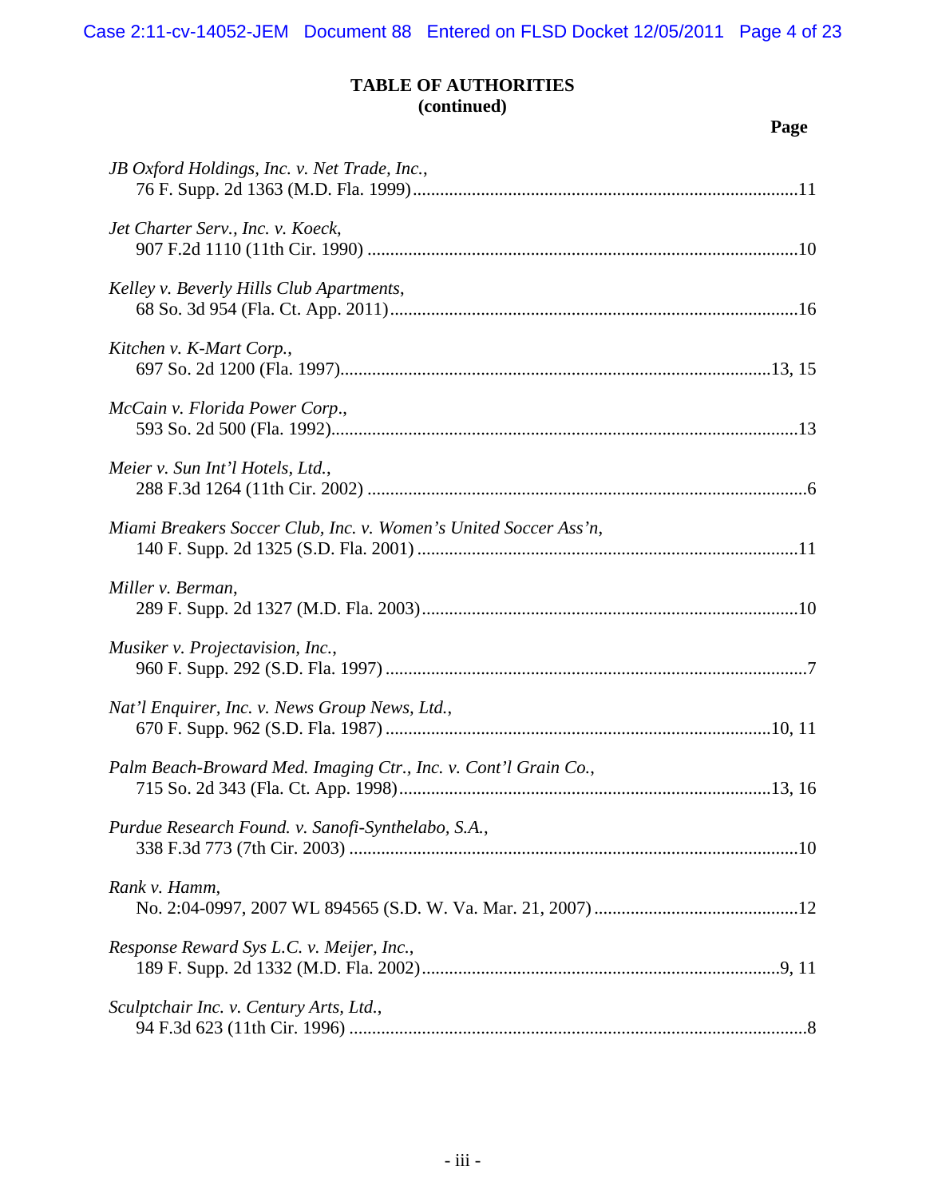## TABLE OF AUTHORITIES (continued)

| | Page |
|---|---|
| *JB Oxford Holdings, Inc. v. Net Trade, Inc.*, 76 F. Supp. 2d 1363 (M.D. Fla. 1999) | 11 |
| *Jet Charter Serv., Inc. v. Koeck*, 907 F.2d 1110 (11th Cir. 1990) | 10 |
| *Kelley v. Beverly Hills Club Apartments*, 68 So. 3d 954 (Fla. Ct. App. 2011) | 16 |
| *Kitchen v. K-Mart Corp.*, 697 So. 2d 1200 (Fla. 1997) | 13, 15 |
| *McCain v. Florida Power Corp.*, 593 So. 2d 500 (Fla. 1992) | 13 |
| *Meier v. Sun Int'l Hotels, Ltd.*, 288 F.3d 1264 (11th Cir. 2002) | 6 |
| *Miami Breakers Soccer Club, Inc. v. Women's United Soccer Ass'n*, 140 F. Supp. 2d 1325 (S.D. Fla. 2001) | 11 |
| *Miller v. Berman*, 289 F. Supp. 2d 1327 (M.D. Fla. 2003) | 10 |
| *Musiker v. Projectavision, Inc.*, 960 F. Supp. 292 (S.D. Fla. 1997) | 7 |
| *Nat'l Enquirer, Inc. v. News Group News, Ltd.*, 670 F. Supp. 962 (S.D. Fla. 1987) | 10, 11 |
| *Palm Beach-Broward Med. Imaging Ctr., Inc. v. Cont'l Grain Co.*, 715 So. 2d 343 (Fla. Ct. App. 1998) | 13, 16 |
| *Purdue Research Found. v. Sanofi-Synthelabo, S.A.*, 338 F.3d 773 (7th Cir. 2003) | 10 |
| *Rank v. Hamm*, No. 2:04-0997, 2007 WL 894565 (S.D. W. Va. Mar. 21, 2007) | 12 |
| *Response Reward Sys L.C. v. Meijer, Inc.*, 189 F. Supp. 2d 1332 (M.D. Fla. 2002) | 9, 11 |
| *Sculptchair Inc. v. Century Arts, Ltd.*, 94 F.3d 623 (11th Cir. 1996) | 8 |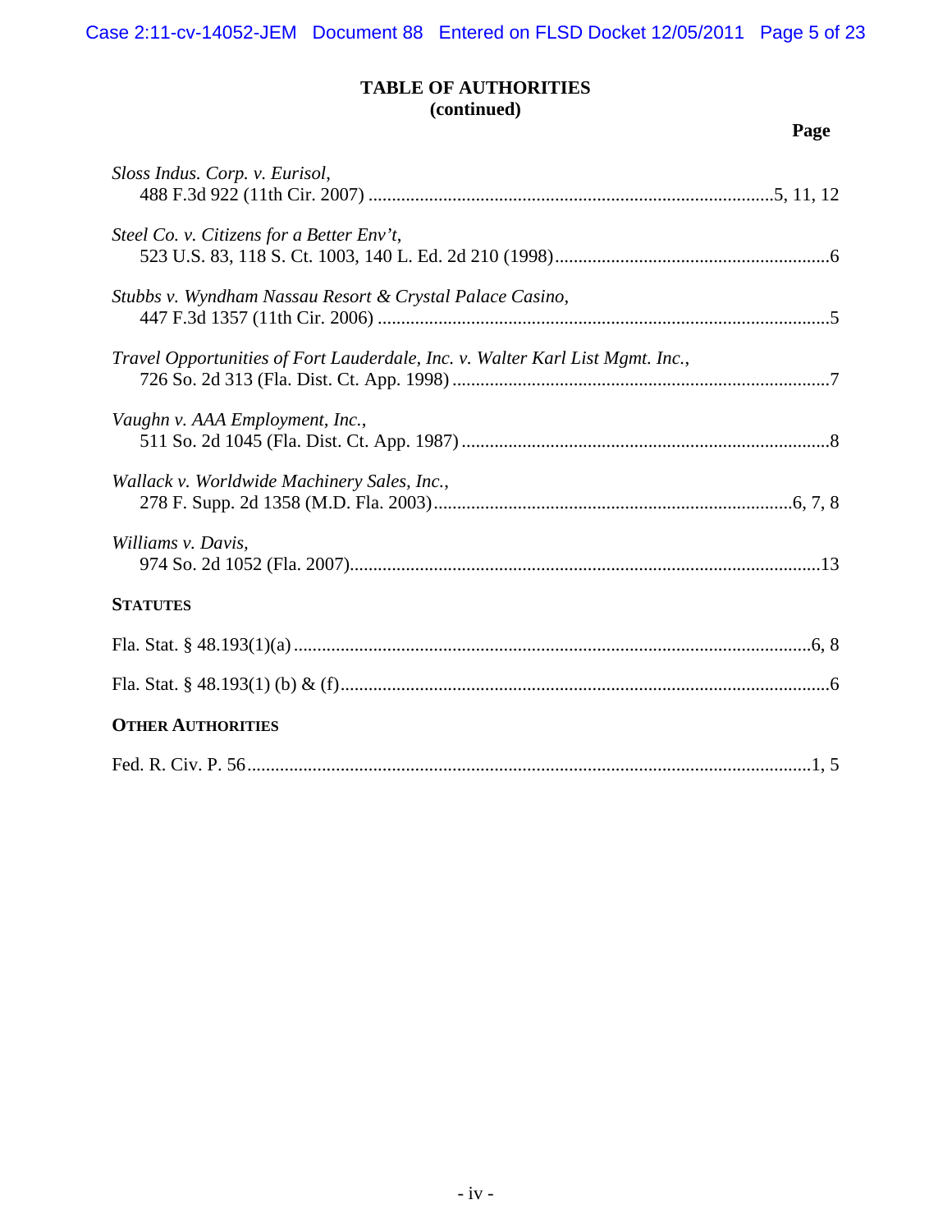# TABLE OF AUTHORITIES
## (continued)

**Page**

*Sloss Indus. Corp. v. Eurisol*,
488 F.3d 922 (11th Cir. 2007) ....................................................................................5, 11, 12

*Steel Co. v. Citizens for a Better Env't*,
523 U.S. 83, 118 S. Ct. 1003, 140 L. Ed. 2d 210 (1998)..........................................................6

*Stubbs v. Wyndham Nassau Resort & Crystal Palace Casino*,
447 F.3d 1357 (11th Cir. 2006) ..................................................................................................5

*Travel Opportunities of Fort Lauderdale, Inc. v. Walter Karl List Mgmt. Inc.*,
726 So. 2d 313 (Fla. Dist. Ct. App. 1998) .................................................................................7

*Vaughn v. AAA Employment, Inc.*,
511 So. 2d 1045 (Fla. Dist. Ct. App. 1987) ...............................................................................8

*Wallack v. Worldwide Machinery Sales, Inc.*,
278 F. Supp. 2d 1358 (M.D. Fla. 2003)............................................................................6, 7, 8

*Williams v. Davis*,
974 So. 2d 1052 (Fla. 2007)....................................................................................................13

**STATUTES**

Fla. Stat. § 48.193(1)(a) ..............................................................................................................6, 8

Fla. Stat. § 48.193(1) (b) & (f)........................................................................................................6

**OTHER AUTHORITIES**

Fed. R. Civ. P. 56.........................................................................................................................1, 5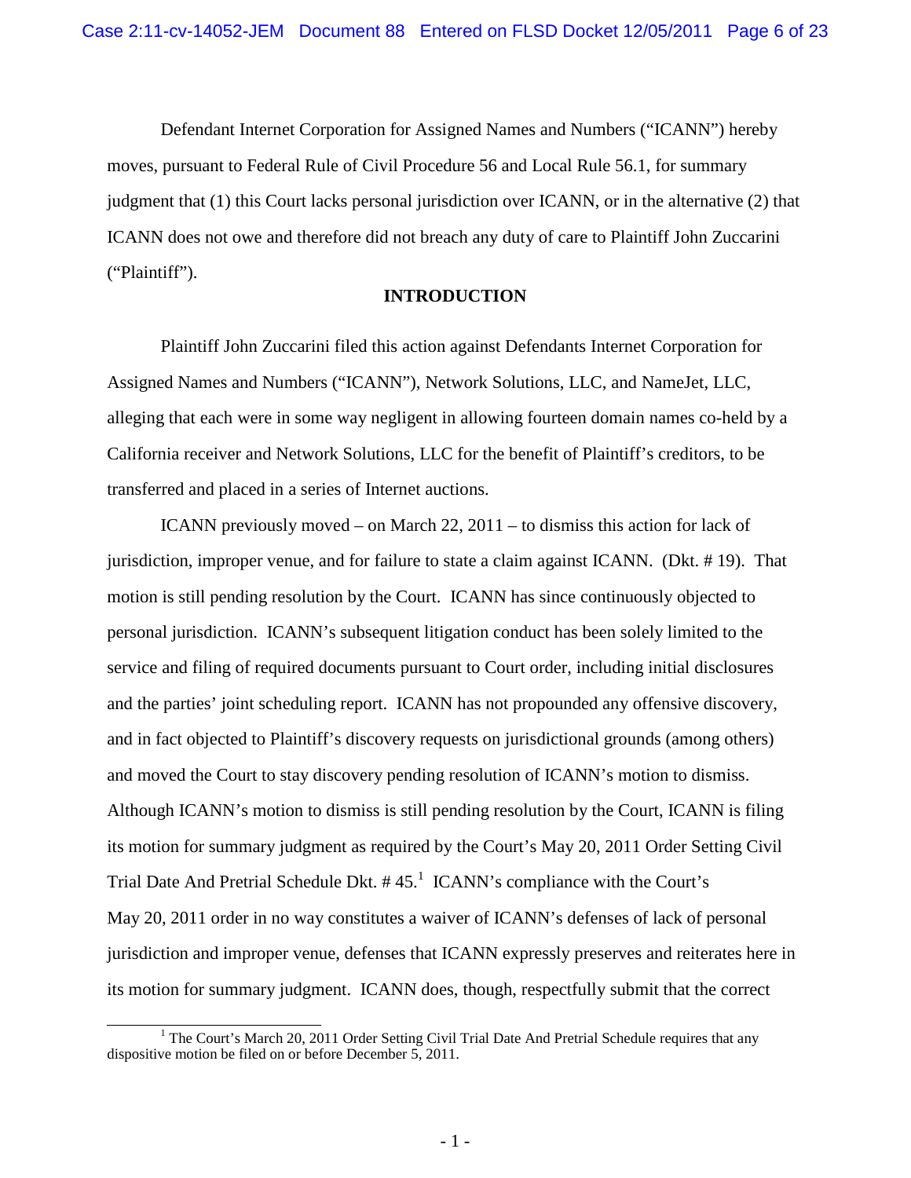Defendant Internet Corporation for Assigned Names and Numbers ("ICANN") hereby moves, pursuant to Federal Rule of Civil Procedure 56 and Local Rule 56.1, for summary judgment that (1) this Court lacks personal jurisdiction over ICANN, or in the alternative (2) that ICANN does not owe and therefore did not breach any duty of care to Plaintiff John Zuccarini ("Plaintiff").

## INTRODUCTION

Plaintiff John Zuccarini filed this action against Defendants Internet Corporation for Assigned Names and Numbers ("ICANN"), Network Solutions, LLC, and NameJet, LLC, alleging that each were in some way negligent in allowing fourteen domain names co-held by a California receiver and Network Solutions, LLC for the benefit of Plaintiff's creditors, to be transferred and placed in a series of Internet auctions.

ICANN previously moved – on March 22, 2011 – to dismiss this action for lack of jurisdiction, improper venue, and for failure to state a claim against ICANN. (Dkt. # 19). That motion is still pending resolution by the Court. ICANN has since continuously objected to personal jurisdiction. ICANN's subsequent litigation conduct has been solely limited to the service and filing of required documents pursuant to Court order, including initial disclosures and the parties' joint scheduling report. ICANN has not propounded any offensive discovery, and in fact objected to Plaintiff's discovery requests on jurisdictional grounds (among others) and moved the Court to stay discovery pending resolution of ICANN's motion to dismiss. Although ICANN's motion to dismiss is still pending resolution by the Court, ICANN is filing its motion for summary judgment as required by the Court's May 20, 2011 Order Setting Civil Trial Date And Pretrial Schedule Dkt. # 45.[1] ICANN's compliance with the Court's May 20, 2011 order in no way constitutes a waiver of ICANN's defenses of lack of personal jurisdiction and improper venue, defenses that ICANN expressly preserves and reiterates here in its motion for summary judgment. ICANN does, though, respectfully submit that the correct

[1] The Court's March 20, 2011 Order Setting Civil Trial Date And Pretrial Schedule requires that any dispositive motion be filed on or before December 5, 2011.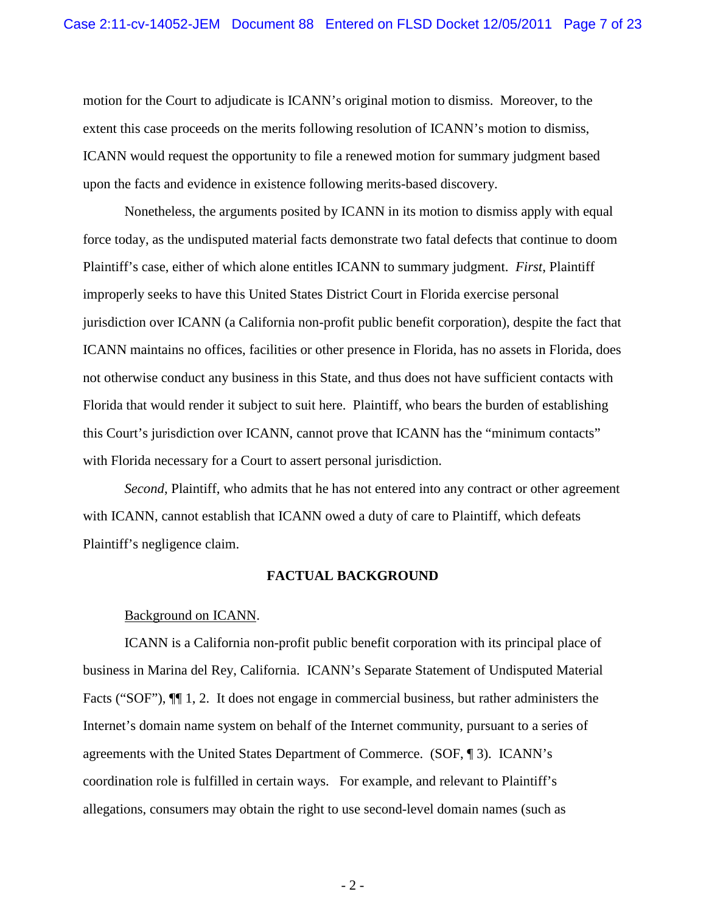motion for the Court to adjudicate is ICANN's original motion to dismiss. Moreover, to the extent this case proceeds on the merits following resolution of ICANN's motion to dismiss, ICANN would request the opportunity to file a renewed motion for summary judgment based upon the facts and evidence in existence following merits-based discovery.

Nonetheless, the arguments posited by ICANN in its motion to dismiss apply with equal force today, as the undisputed material facts demonstrate two fatal defects that continue to doom Plaintiff's case, either of which alone entitles ICANN to summary judgment. *First*, Plaintiff improperly seeks to have this United States District Court in Florida exercise personal jurisdiction over ICANN (a California non-profit public benefit corporation), despite the fact that ICANN maintains no offices, facilities or other presence in Florida, has no assets in Florida, does not otherwise conduct any business in this State, and thus does not have sufficient contacts with Florida that would render it subject to suit here. Plaintiff, who bears the burden of establishing this Court's jurisdiction over ICANN, cannot prove that ICANN has the "minimum contacts" with Florida necessary for a Court to assert personal jurisdiction.

*Second*, Plaintiff, who admits that he has not entered into any contract or other agreement with ICANN, cannot establish that ICANN owed a duty of care to Plaintiff, which defeats Plaintiff's negligence claim.

## FACTUAL BACKGROUND

Background on ICANN.

ICANN is a California non-profit public benefit corporation with its principal place of business in Marina del Rey, California. ICANN's Separate Statement of Undisputed Material Facts ("SOF"), ¶¶ 1, 2. It does not engage in commercial business, but rather administers the Internet's domain name system on behalf of the Internet community, pursuant to a series of agreements with the United States Department of Commerce. (SOF, ¶ 3). ICANN's coordination role is fulfilled in certain ways. For example, and relevant to Plaintiff's allegations, consumers may obtain the right to use second-level domain names (such as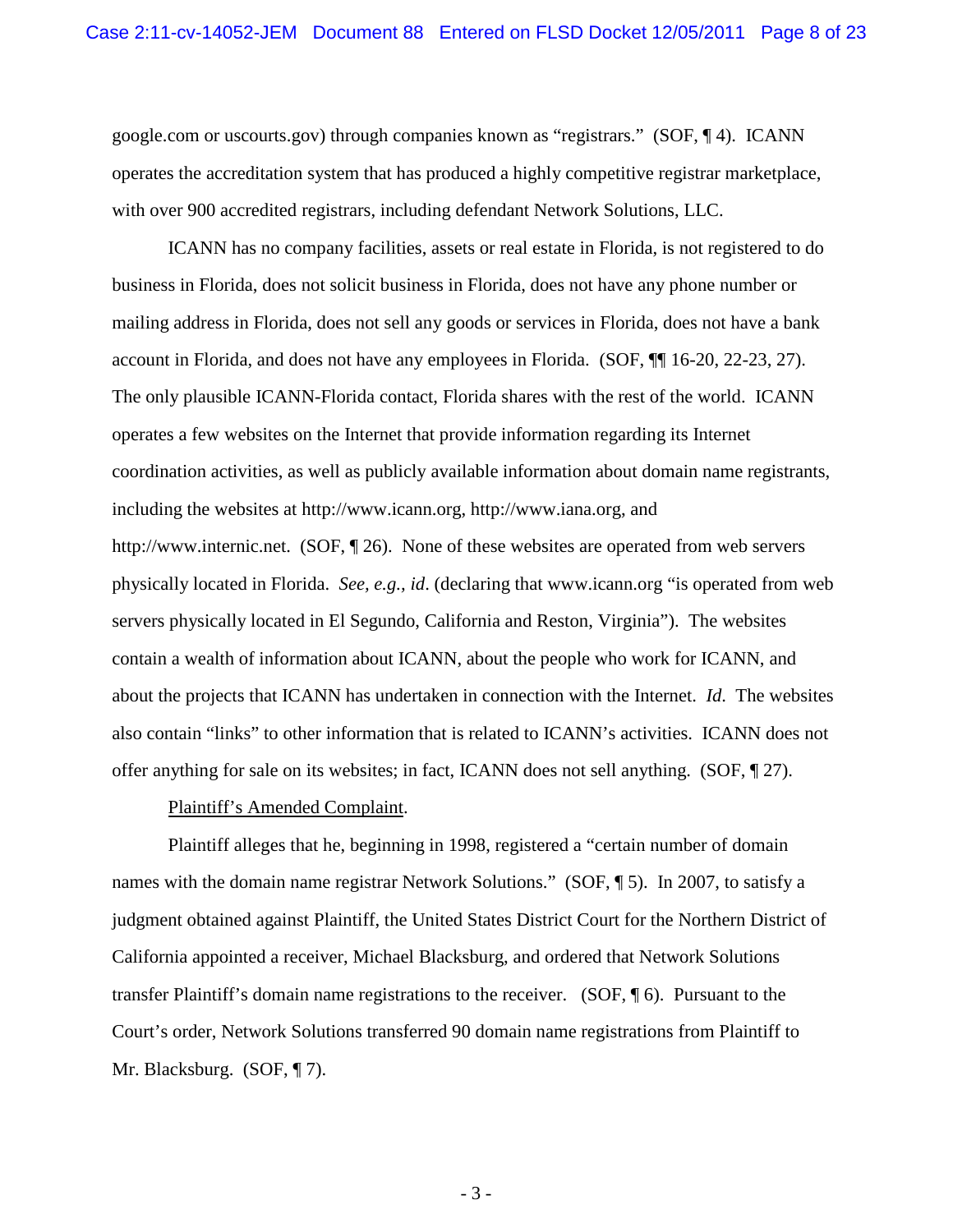google.com or uscourts.gov) through companies known as "registrars." (SOF, ¶ 4). ICANN operates the accreditation system that has produced a highly competitive registrar marketplace, with over 900 accredited registrars, including defendant Network Solutions, LLC.

ICANN has no company facilities, assets or real estate in Florida, is not registered to do business in Florida, does not solicit business in Florida, does not have any phone number or mailing address in Florida, does not sell any goods or services in Florida, does not have a bank account in Florida, and does not have any employees in Florida. (SOF, ¶¶ 16-20, 22-23, 27). The only plausible ICANN-Florida contact, Florida shares with the rest of the world. ICANN operates a few websites on the Internet that provide information regarding its Internet coordination activities, as well as publicly available information about domain name registrants, including the websites at http://www.icann.org, http://www.iana.org, and http://www.internic.net. (SOF, ¶ 26). None of these websites are operated from web servers physically located in Florida. *See, e.g.*, *id*. (declaring that www.icann.org "is operated from web servers physically located in El Segundo, California and Reston, Virginia"). The websites contain a wealth of information about ICANN, about the people who work for ICANN, and about the projects that ICANN has undertaken in connection with the Internet. *Id*. The websites also contain "links" to other information that is related to ICANN's activities. ICANN does not offer anything for sale on its websites; in fact, ICANN does not sell anything. (SOF, ¶ 27).

<u>Plaintiff's Amended Complaint</u>.

Plaintiff alleges that he, beginning in 1998, registered a "certain number of domain names with the domain name registrar Network Solutions." (SOF, ¶ 5). In 2007, to satisfy a judgment obtained against Plaintiff, the United States District Court for the Northern District of California appointed a receiver, Michael Blacksburg, and ordered that Network Solutions transfer Plaintiff's domain name registrations to the receiver. (SOF, ¶ 6). Pursuant to the Court's order, Network Solutions transferred 90 domain name registrations from Plaintiff to Mr. Blacksburg. (SOF, ¶ 7).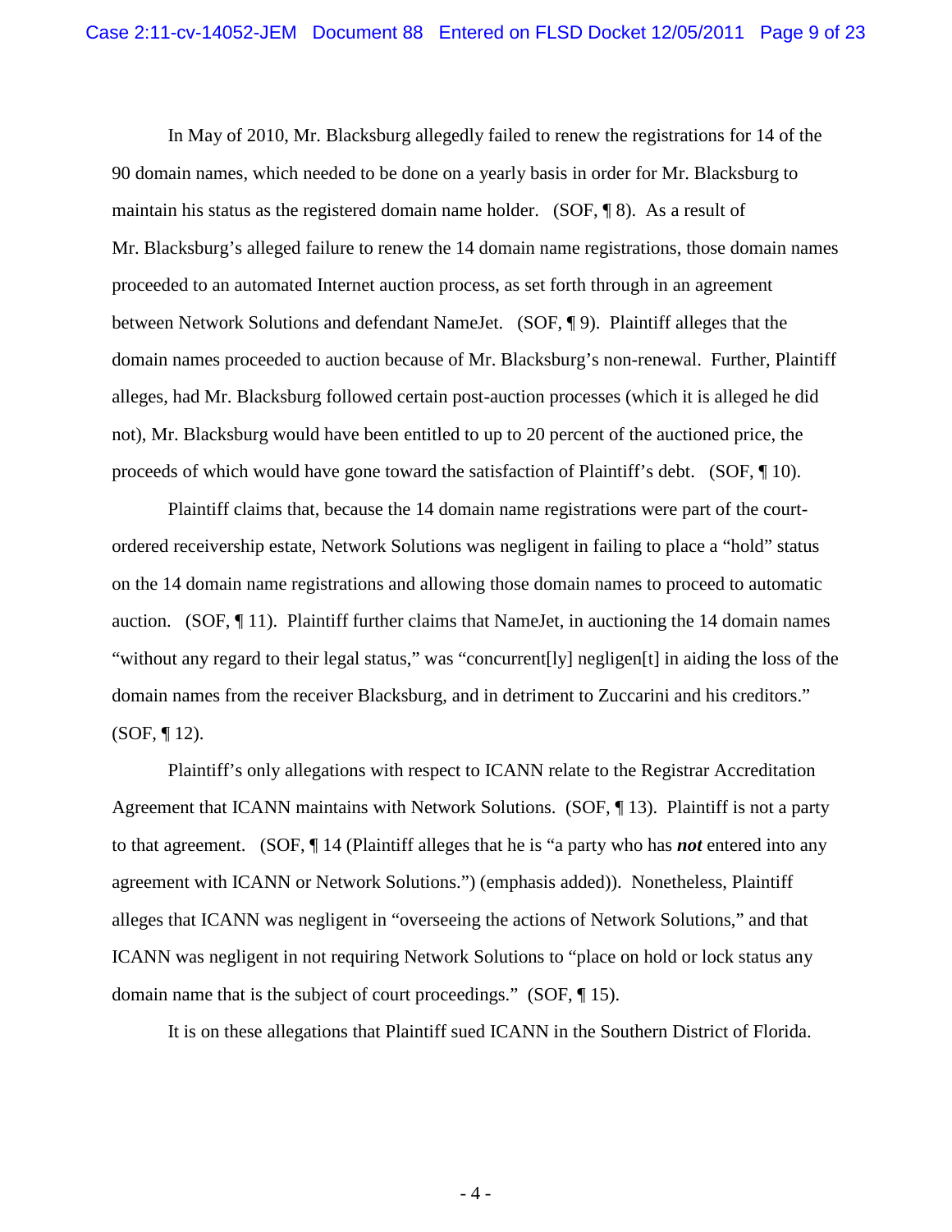In May of 2010, Mr. Blacksburg allegedly failed to renew the registrations for 14 of the 90 domain names, which needed to be done on a yearly basis in order for Mr. Blacksburg to maintain his status as the registered domain name holder. (SOF, ¶ 8). As a result of Mr. Blacksburg's alleged failure to renew the 14 domain name registrations, those domain names proceeded to an automated Internet auction process, as set forth through in an agreement between Network Solutions and defendant NameJet. (SOF, ¶ 9). Plaintiff alleges that the domain names proceeded to auction because of Mr. Blacksburg's non-renewal. Further, Plaintiff alleges, had Mr. Blacksburg followed certain post-auction processes (which it is alleged he did not), Mr. Blacksburg would have been entitled to up to 20 percent of the auctioned price, the proceeds of which would have gone toward the satisfaction of Plaintiff's debt. (SOF, ¶ 10).

Plaintiff claims that, because the 14 domain name registrations were part of the court-ordered receivership estate, Network Solutions was negligent in failing to place a "hold" status on the 14 domain name registrations and allowing those domain names to proceed to automatic auction. (SOF, ¶ 11). Plaintiff further claims that NameJet, in auctioning the 14 domain names "without any regard to their legal status," was "concurrent[ly] negligen[t] in aiding the loss of the domain names from the receiver Blacksburg, and in detriment to Zuccarini and his creditors." (SOF, ¶ 12).

Plaintiff's only allegations with respect to ICANN relate to the Registrar Accreditation Agreement that ICANN maintains with Network Solutions. (SOF, ¶ 13). Plaintiff is not a party to that agreement. (SOF, ¶ 14 (Plaintiff alleges that he is "a party who has ***not*** entered into any agreement with ICANN or Network Solutions.") (emphasis added)). Nonetheless, Plaintiff alleges that ICANN was negligent in "overseeing the actions of Network Solutions," and that ICANN was negligent in not requiring Network Solutions to "place on hold or lock status any domain name that is the subject of court proceedings." (SOF, ¶ 15).

It is on these allegations that Plaintiff sued ICANN in the Southern District of Florida.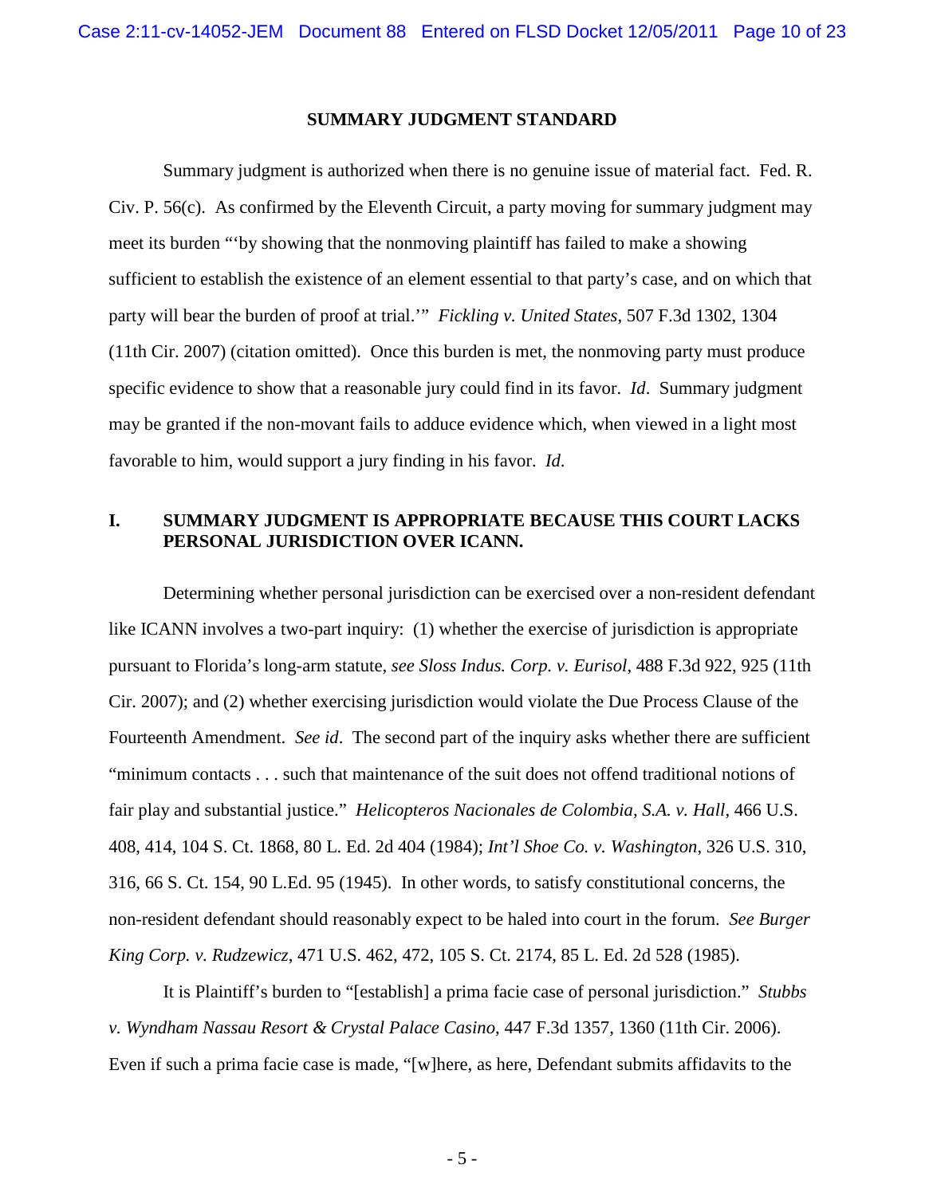## SUMMARY JUDGMENT STANDARD

Summary judgment is authorized when there is no genuine issue of material fact. Fed. R. Civ. P. 56(c). As confirmed by the Eleventh Circuit, a party moving for summary judgment may meet its burden "'by showing that the nonmoving plaintiff has failed to make a showing sufficient to establish the existence of an element essential to that party's case, and on which that party will bear the burden of proof at trial.'" *Fickling v. United States*, 507 F.3d 1302, 1304 (11th Cir. 2007) (citation omitted). Once this burden is met, the nonmoving party must produce specific evidence to show that a reasonable jury could find in its favor. *Id*. Summary judgment may be granted if the non-movant fails to adduce evidence which, when viewed in a light most favorable to him, would support a jury finding in his favor. *Id*.

## I. SUMMARY JUDGMENT IS APPROPRIATE BECAUSE THIS COURT LACKS PERSONAL JURISDICTION OVER ICANN.

Determining whether personal jurisdiction can be exercised over a non-resident defendant like ICANN involves a two-part inquiry: (1) whether the exercise of jurisdiction is appropriate pursuant to Florida's long-arm statute, *see Sloss Indus. Corp. v. Eurisol*, 488 F.3d 922, 925 (11th Cir. 2007); and (2) whether exercising jurisdiction would violate the Due Process Clause of the Fourteenth Amendment. *See id*. The second part of the inquiry asks whether there are sufficient "minimum contacts . . . such that maintenance of the suit does not offend traditional notions of fair play and substantial justice." *Helicopteros Nacionales de Colombia, S.A. v. Hall*, 466 U.S. 408, 414, 104 S. Ct. 1868, 80 L. Ed. 2d 404 (1984); *Int'l Shoe Co. v. Washington*, 326 U.S. 310, 316, 66 S. Ct. 154, 90 L.Ed. 95 (1945). In other words, to satisfy constitutional concerns, the non-resident defendant should reasonably expect to be haled into court in the forum. *See Burger King Corp. v. Rudzewicz*, 471 U.S. 462, 472, 105 S. Ct. 2174, 85 L. Ed. 2d 528 (1985).

It is Plaintiff's burden to "[establish] a prima facie case of personal jurisdiction." *Stubbs v. Wyndham Nassau Resort & Crystal Palace Casino*, 447 F.3d 1357, 1360 (11th Cir. 2006). Even if such a prima facie case is made, "[w]here, as here, Defendant submits affidavits to the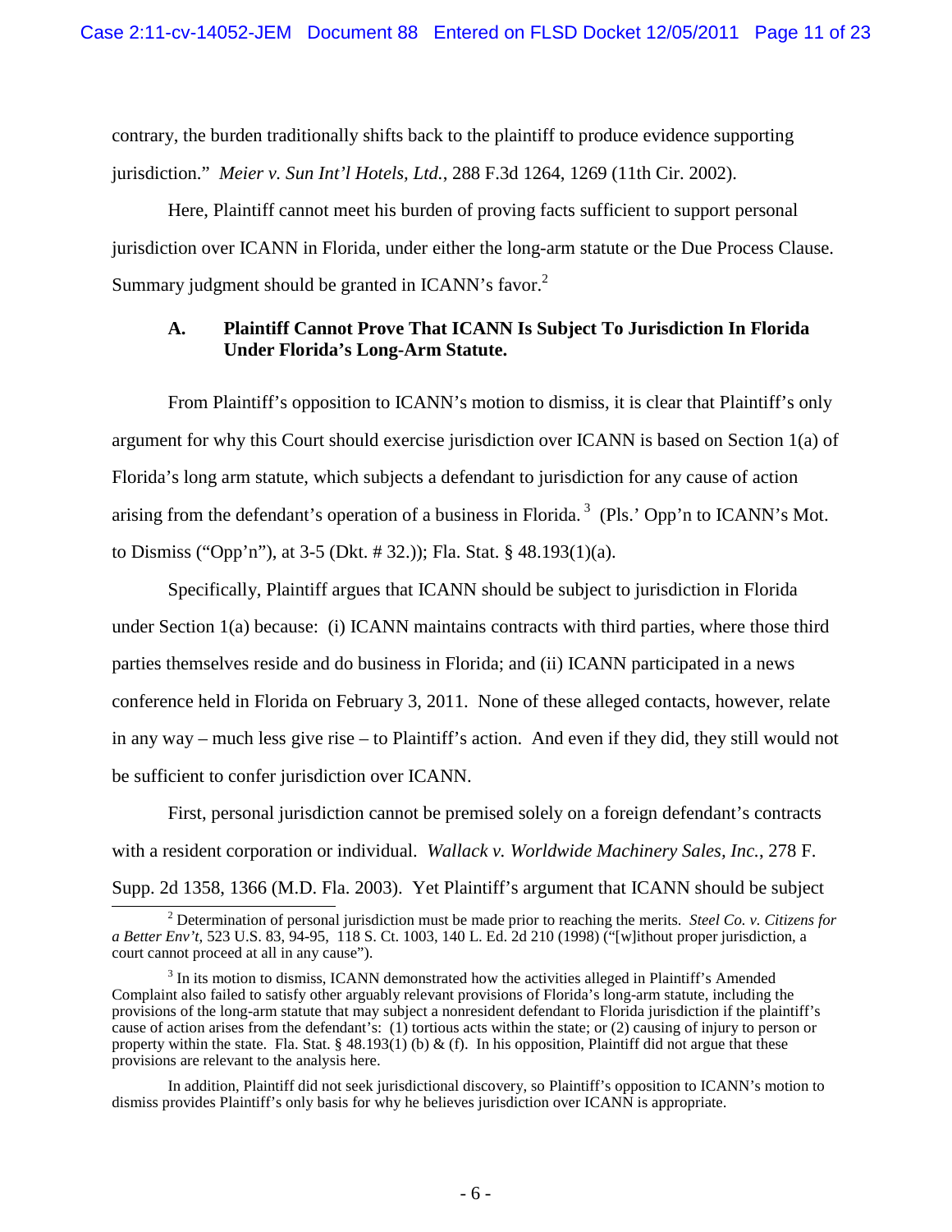contrary, the burden traditionally shifts back to the plaintiff to produce evidence supporting jurisdiction." *Meier v. Sun Int'l Hotels, Ltd.*, 288 F.3d 1264, 1269 (11th Cir. 2002).

Here, Plaintiff cannot meet his burden of proving facts sufficient to support personal jurisdiction over ICANN in Florida, under either the long-arm statute or the Due Process Clause. Summary judgment should be granted in ICANN's favor.[2]

### A. Plaintiff Cannot Prove That ICANN Is Subject To Jurisdiction In Florida Under Florida's Long-Arm Statute.

From Plaintiff's opposition to ICANN's motion to dismiss, it is clear that Plaintiff's only argument for why this Court should exercise jurisdiction over ICANN is based on Section 1(a) of Florida's long arm statute, which subjects a defendant to jurisdiction for any cause of action arising from the defendant's operation of a business in Florida.[3] (Pls.' Opp'n to ICANN's Mot. to Dismiss ("Opp'n"), at 3-5 (Dkt. # 32.)); Fla. Stat. § 48.193(1)(a).

Specifically, Plaintiff argues that ICANN should be subject to jurisdiction in Florida under Section 1(a) because: (i) ICANN maintains contracts with third parties, where those third parties themselves reside and do business in Florida; and (ii) ICANN participated in a news conference held in Florida on February 3, 2011. None of these alleged contacts, however, relate in any way – much less give rise – to Plaintiff's action. And even if they did, they still would not be sufficient to confer jurisdiction over ICANN.

First, personal jurisdiction cannot be premised solely on a foreign defendant's contracts with a resident corporation or individual. *Wallack v. Worldwide Machinery Sales, Inc.*, 278 F. Supp. 2d 1358, 1366 (M.D. Fla. 2003). Yet Plaintiff's argument that ICANN should be subject

---

[2] Determination of personal jurisdiction must be made prior to reaching the merits. *Steel Co. v. Citizens for a Better Env't*, 523 U.S. 83, 94-95, 118 S. Ct. 1003, 140 L. Ed. 2d 210 (1998) ("[w]ithout proper jurisdiction, a court cannot proceed at all in any cause").

[3] In its motion to dismiss, ICANN demonstrated how the activities alleged in Plaintiff's Amended Complaint also failed to satisfy other arguably relevant provisions of Florida's long-arm statute, including the provisions of the long-arm statute that may subject a nonresident defendant to Florida jurisdiction if the plaintiff's cause of action arises from the defendant's: (1) tortious acts within the state; or (2) causing of injury to person or property within the state. Fla. Stat. § 48.193(1) (b) & (f). In his opposition, Plaintiff did not argue that these provisions are relevant to the analysis here.

In addition, Plaintiff did not seek jurisdictional discovery, so Plaintiff's opposition to ICANN's motion to dismiss provides Plaintiff's only basis for why he believes jurisdiction over ICANN is appropriate.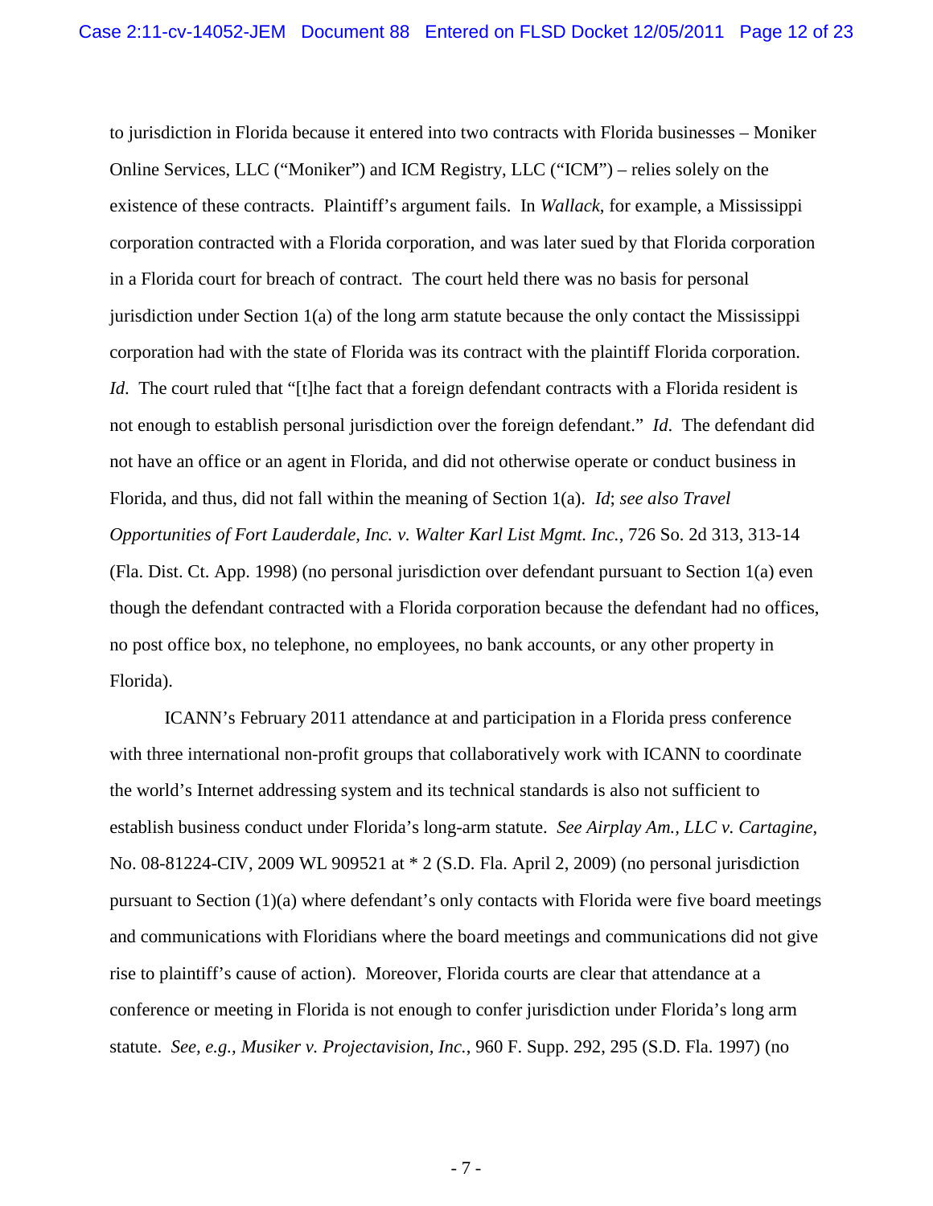to jurisdiction in Florida because it entered into two contracts with Florida businesses – Moniker Online Services, LLC ("Moniker") and ICM Registry, LLC ("ICM") – relies solely on the existence of these contracts. Plaintiff's argument fails. In *Wallack*, for example, a Mississippi corporation contracted with a Florida corporation, and was later sued by that Florida corporation in a Florida court for breach of contract. The court held there was no basis for personal jurisdiction under Section 1(a) of the long arm statute because the only contact the Mississippi corporation had with the state of Florida was its contract with the plaintiff Florida corporation. *Id*. The court ruled that "[t]he fact that a foreign defendant contracts with a Florida resident is not enough to establish personal jurisdiction over the foreign defendant." *Id*. The defendant did not have an office or an agent in Florida, and did not otherwise operate or conduct business in Florida, and thus, did not fall within the meaning of Section 1(a). *Id*; *see also Travel Opportunities of Fort Lauderdale, Inc. v. Walter Karl List Mgmt. Inc.*, 726 So. 2d 313, 313-14 (Fla. Dist. Ct. App. 1998) (no personal jurisdiction over defendant pursuant to Section 1(a) even though the defendant contracted with a Florida corporation because the defendant had no offices, no post office box, no telephone, no employees, no bank accounts, or any other property in Florida).

ICANN's February 2011 attendance at and participation in a Florida press conference with three international non-profit groups that collaboratively work with ICANN to coordinate the world's Internet addressing system and its technical standards is also not sufficient to establish business conduct under Florida's long-arm statute. *See Airplay Am., LLC v. Cartagine*, No. 08-81224-CIV, 2009 WL 909521 at * 2 (S.D. Fla. April 2, 2009) (no personal jurisdiction pursuant to Section (1)(a) where defendant's only contacts with Florida were five board meetings and communications with Floridians where the board meetings and communications did not give rise to plaintiff's cause of action). Moreover, Florida courts are clear that attendance at a conference or meeting in Florida is not enough to confer jurisdiction under Florida's long arm statute. *See, e.g., Musiker v. Projectavision, Inc.*, 960 F. Supp. 292, 295 (S.D. Fla. 1997) (no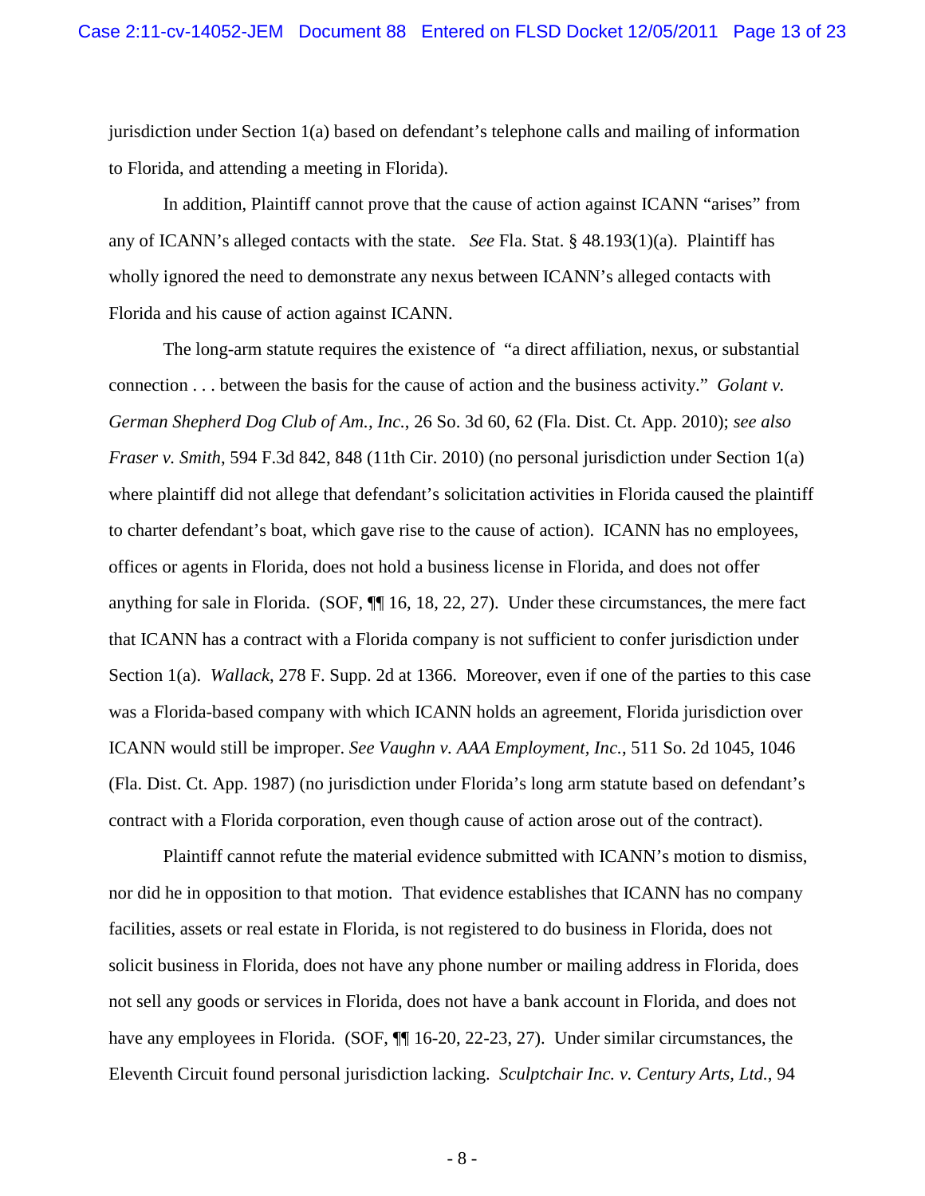jurisdiction under Section 1(a) based on defendant's telephone calls and mailing of information to Florida, and attending a meeting in Florida).

In addition, Plaintiff cannot prove that the cause of action against ICANN "arises" from any of ICANN's alleged contacts with the state. *See* Fla. Stat. § 48.193(1)(a). Plaintiff has wholly ignored the need to demonstrate any nexus between ICANN's alleged contacts with Florida and his cause of action against ICANN.

The long-arm statute requires the existence of "a direct affiliation, nexus, or substantial connection . . . between the basis for the cause of action and the business activity." *Golant v. German Shepherd Dog Club of Am., Inc.*, 26 So. 3d 60, 62 (Fla. Dist. Ct. App. 2010); *see also Fraser v. Smith*, 594 F.3d 842, 848 (11th Cir. 2010) (no personal jurisdiction under Section 1(a) where plaintiff did not allege that defendant's solicitation activities in Florida caused the plaintiff to charter defendant's boat, which gave rise to the cause of action). ICANN has no employees, offices or agents in Florida, does not hold a business license in Florida, and does not offer anything for sale in Florida. (SOF, ¶¶ 16, 18, 22, 27). Under these circumstances, the mere fact that ICANN has a contract with a Florida company is not sufficient to confer jurisdiction under Section 1(a). *Wallack*, 278 F. Supp. 2d at 1366. Moreover, even if one of the parties to this case was a Florida-based company with which ICANN holds an agreement, Florida jurisdiction over ICANN would still be improper. *See Vaughn v. AAA Employment, Inc.*, 511 So. 2d 1045, 1046 (Fla. Dist. Ct. App. 1987) (no jurisdiction under Florida's long arm statute based on defendant's contract with a Florida corporation, even though cause of action arose out of the contract).

Plaintiff cannot refute the material evidence submitted with ICANN's motion to dismiss, nor did he in opposition to that motion. That evidence establishes that ICANN has no company facilities, assets or real estate in Florida, is not registered to do business in Florida, does not solicit business in Florida, does not have any phone number or mailing address in Florida, does not sell any goods or services in Florida, does not have a bank account in Florida, and does not have any employees in Florida. (SOF, ¶¶ 16-20, 22-23, 27). Under similar circumstances, the Eleventh Circuit found personal jurisdiction lacking. *Sculptchair Inc. v. Century Arts, Ltd.*, 94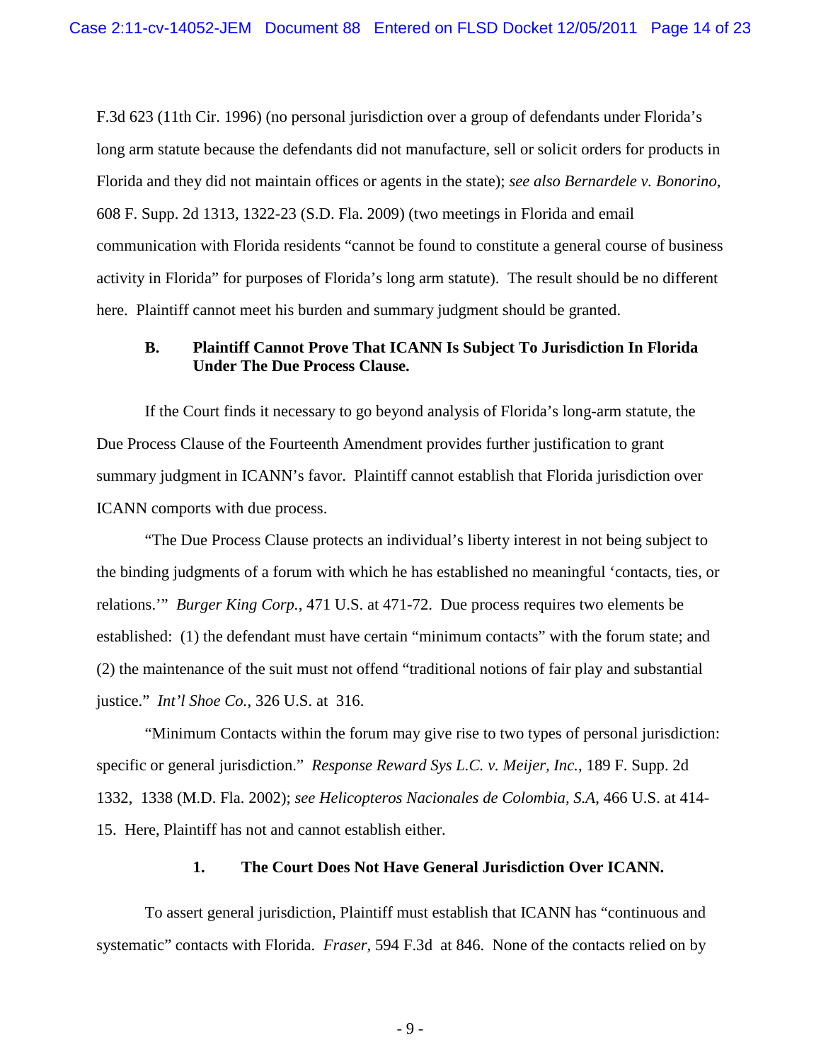F.3d 623 (11th Cir. 1996) (no personal jurisdiction over a group of defendants under Florida's long arm statute because the defendants did not manufacture, sell or solicit orders for products in Florida and they did not maintain offices or agents in the state); *see also Bernardele v. Bonorino*, 608 F. Supp. 2d 1313, 1322-23 (S.D. Fla. 2009) (two meetings in Florida and email communication with Florida residents "cannot be found to constitute a general course of business activity in Florida" for purposes of Florida's long arm statute). The result should be no different here. Plaintiff cannot meet his burden and summary judgment should be granted.

### B. Plaintiff Cannot Prove That ICANN Is Subject To Jurisdiction In Florida Under The Due Process Clause.

If the Court finds it necessary to go beyond analysis of Florida's long-arm statute, the Due Process Clause of the Fourteenth Amendment provides further justification to grant summary judgment in ICANN's favor. Plaintiff cannot establish that Florida jurisdiction over ICANN comports with due process.

"The Due Process Clause protects an individual's liberty interest in not being subject to the binding judgments of a forum with which he has established no meaningful 'contacts, ties, or relations.'" *Burger King Corp.*, 471 U.S. at 471-72. Due process requires two elements be established: (1) the defendant must have certain "minimum contacts" with the forum state; and (2) the maintenance of the suit must not offend "traditional notions of fair play and substantial justice." *Int'l Shoe Co.*, 326 U.S. at 316.

"Minimum Contacts within the forum may give rise to two types of personal jurisdiction: specific or general jurisdiction." *Response Reward Sys L.C. v. Meijer, Inc.*, 189 F. Supp. 2d 1332, 1338 (M.D. Fla. 2002); *see Helicopteros Nacionales de Colombia, S.A*, 466 U.S. at 414-15. Here, Plaintiff has not and cannot establish either.

#### 1. The Court Does Not Have General Jurisdiction Over ICANN.

To assert general jurisdiction, Plaintiff must establish that ICANN has "continuous and systematic" contacts with Florida. *Fraser*, 594 F.3d at 846. None of the contacts relied on by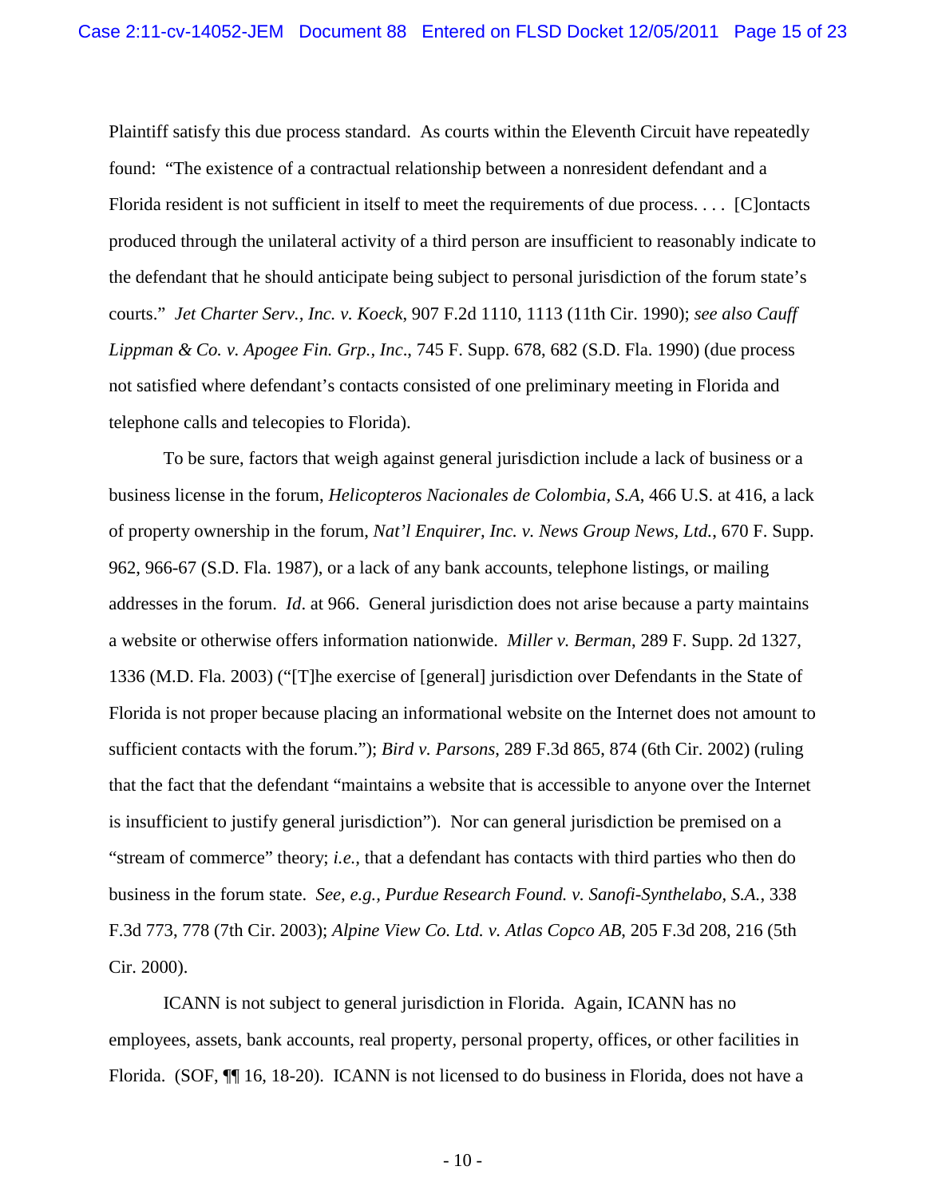Plaintiff satisfy this due process standard. As courts within the Eleventh Circuit have repeatedly found: "The existence of a contractual relationship between a nonresident defendant and a Florida resident is not sufficient in itself to meet the requirements of due process. . . . [C]ontacts produced through the unilateral activity of a third person are insufficient to reasonably indicate to the defendant that he should anticipate being subject to personal jurisdiction of the forum state's courts." *Jet Charter Serv., Inc. v. Koeck*, 907 F.2d 1110, 1113 (11th Cir. 1990); *see also Cauff Lippman & Co. v. Apogee Fin. Grp., Inc*., 745 F. Supp. 678, 682 (S.D. Fla. 1990) (due process not satisfied where defendant's contacts consisted of one preliminary meeting in Florida and telephone calls and telecopies to Florida).

To be sure, factors that weigh against general jurisdiction include a lack of business or a business license in the forum, *Helicopteros Nacionales de Colombia, S.A*, 466 U.S. at 416, a lack of property ownership in the forum, *Nat'l Enquirer, Inc. v. News Group News, Ltd.*, 670 F. Supp. 962, 966-67 (S.D. Fla. 1987), or a lack of any bank accounts, telephone listings, or mailing addresses in the forum. *Id*. at 966. General jurisdiction does not arise because a party maintains a website or otherwise offers information nationwide. *Miller v. Berman*, 289 F. Supp. 2d 1327, 1336 (M.D. Fla. 2003) ("[T]he exercise of [general] jurisdiction over Defendants in the State of Florida is not proper because placing an informational website on the Internet does not amount to sufficient contacts with the forum."); *Bird v. Parsons*, 289 F.3d 865, 874 (6th Cir. 2002) (ruling that the fact that the defendant "maintains a website that is accessible to anyone over the Internet is insufficient to justify general jurisdiction"). Nor can general jurisdiction be premised on a "stream of commerce" theory; *i.e.,* that a defendant has contacts with third parties who then do business in the forum state. *See, e.g., Purdue Research Found. v. Sanofi-Synthelabo, S.A.*, 338 F.3d 773, 778 (7th Cir. 2003); *Alpine View Co. Ltd. v. Atlas Copco AB*, 205 F.3d 208, 216 (5th Cir. 2000).

ICANN is not subject to general jurisdiction in Florida. Again, ICANN has no employees, assets, bank accounts, real property, personal property, offices, or other facilities in Florida. (SOF, ¶¶ 16, 18-20). ICANN is not licensed to do business in Florida, does not have a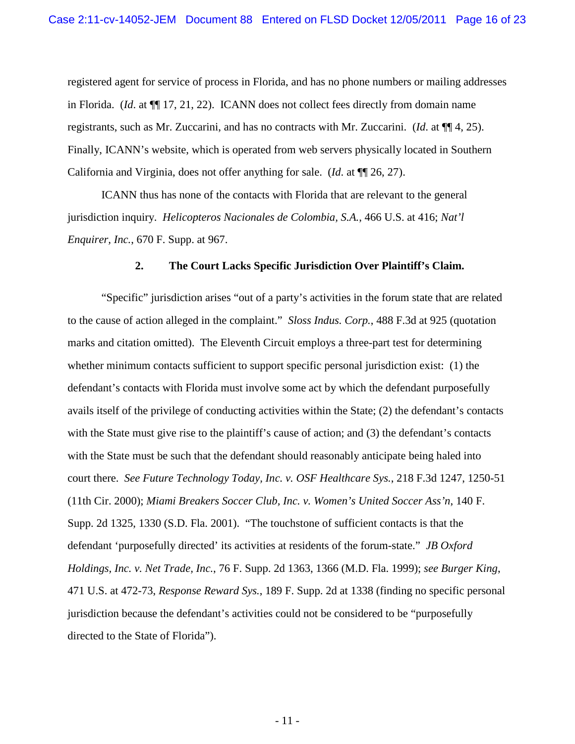registered agent for service of process in Florida, and has no phone numbers or mailing addresses in Florida. (*Id.* at ¶¶ 17, 21, 22). ICANN does not collect fees directly from domain name registrants, such as Mr. Zuccarini, and has no contracts with Mr. Zuccarini. (*Id.* at ¶¶ 4, 25). Finally, ICANN's website, which is operated from web servers physically located in Southern California and Virginia, does not offer anything for sale. (*Id.* at ¶¶ 26, 27).

ICANN thus has none of the contacts with Florida that are relevant to the general jurisdiction inquiry. *Helicopteros Nacionales de Colombia, S.A.*, 466 U.S. at 416; *Nat'l Enquirer, Inc.*, 670 F. Supp. at 967.

**2. The Court Lacks Specific Jurisdiction Over Plaintiff's Claim.**

"Specific" jurisdiction arises "out of a party's activities in the forum state that are related to the cause of action alleged in the complaint." *Sloss Indus. Corp.*, 488 F.3d at 925 (quotation marks and citation omitted). The Eleventh Circuit employs a three-part test for determining whether minimum contacts sufficient to support specific personal jurisdiction exist: (1) the defendant's contacts with Florida must involve some act by which the defendant purposefully avails itself of the privilege of conducting activities within the State; (2) the defendant's contacts with the State must give rise to the plaintiff's cause of action; and (3) the defendant's contacts with the State must be such that the defendant should reasonably anticipate being haled into court there. *See Future Technology Today, Inc. v. OSF Healthcare Sys.*, 218 F.3d 1247, 1250-51 (11th Cir. 2000); *Miami Breakers Soccer Club, Inc. v. Women's United Soccer Ass'n*, 140 F. Supp. 2d 1325, 1330 (S.D. Fla. 2001). "The touchstone of sufficient contacts is that the defendant 'purposefully directed' its activities at residents of the forum-state." *JB Oxford Holdings, Inc. v. Net Trade, Inc.*, 76 F. Supp. 2d 1363, 1366 (M.D. Fla. 1999); *see Burger King*, 471 U.S. at 472-73, *Response Reward Sys.*, 189 F. Supp. 2d at 1338 (finding no specific personal jurisdiction because the defendant's activities could not be considered to be "purposefully directed to the State of Florida").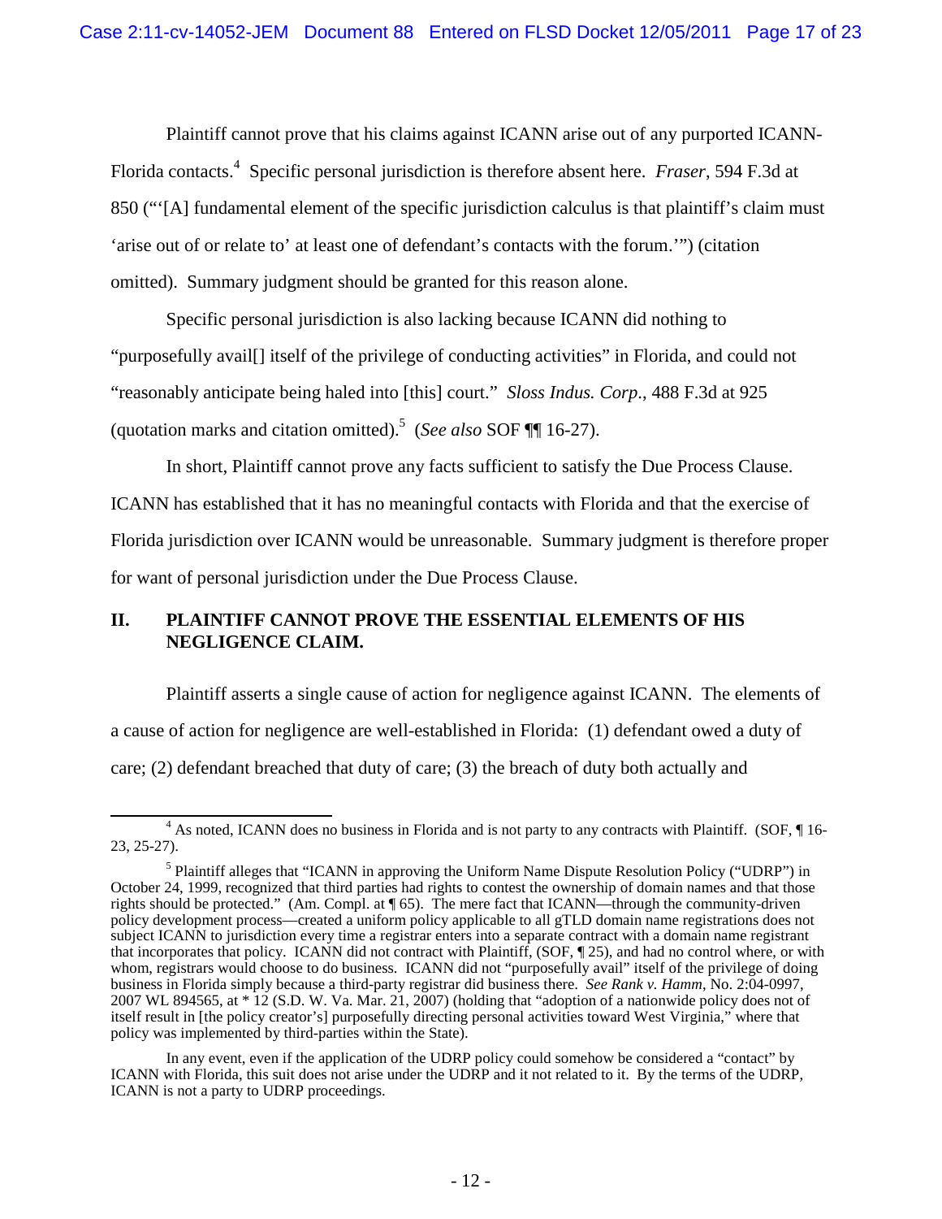Plaintiff cannot prove that his claims against ICANN arise out of any purported ICANN-Florida contacts.[4] Specific personal jurisdiction is therefore absent here. *Fraser*, 594 F.3d at 850 ("'[A] fundamental element of the specific jurisdiction calculus is that plaintiff's claim must 'arise out of or relate to' at least one of defendant's contacts with the forum.'") (citation omitted). Summary judgment should be granted for this reason alone.

Specific personal jurisdiction is also lacking because ICANN did nothing to "purposefully avail[] itself of the privilege of conducting activities" in Florida, and could not "reasonably anticipate being haled into [this] court." *Sloss Indus. Corp.*, 488 F.3d at 925 (quotation marks and citation omitted).[5] (*See also* SOF ¶¶ 16-27).

In short, Plaintiff cannot prove any facts sufficient to satisfy the Due Process Clause. ICANN has established that it has no meaningful contacts with Florida and that the exercise of Florida jurisdiction over ICANN would be unreasonable. Summary judgment is therefore proper for want of personal jurisdiction under the Due Process Clause.

## II. PLAINTIFF CANNOT PROVE THE ESSENTIAL ELEMENTS OF HIS NEGLIGENCE CLAIM.

Plaintiff asserts a single cause of action for negligence against ICANN. The elements of a cause of action for negligence are well-established in Florida: (1) defendant owed a duty of care; (2) defendant breached that duty of care; (3) the breach of duty both actually and

---

[4] As noted, ICANN does no business in Florida and is not party to any contracts with Plaintiff. (SOF, ¶ 16-23, 25-27).

[5] Plaintiff alleges that "ICANN in approving the Uniform Name Dispute Resolution Policy ("UDRP") in October 24, 1999, recognized that third parties had rights to contest the ownership of domain names and that those rights should be protected." (Am. Compl. at ¶ 65). The mere fact that ICANN—through the community-driven policy development process—created a uniform policy applicable to all gTLD domain name registrations does not subject ICANN to jurisdiction every time a registrar enters into a separate contract with a domain name registrant that incorporates that policy. ICANN did not contract with Plaintiff, (SOF, ¶ 25), and had no control where, or with whom, registrars would choose to do business. ICANN did not "purposefully avail" itself of the privilege of doing business in Florida simply because a third-party registrar did business there. *See Rank v. Hamm*, No. 2:04-0997, 2007 WL 894565, at * 12 (S.D. W. Va. Mar. 21, 2007) (holding that "adoption of a nationwide policy does not of itself result in [the policy creator's] purposefully directing personal activities toward West Virginia," where that policy was implemented by third-parties within the State).

In any event, even if the application of the UDRP policy could somehow be considered a "contact" by ICANN with Florida, this suit does not arise under the UDRP and it not related to it. By the terms of the UDRP, ICANN is not a party to UDRP proceedings.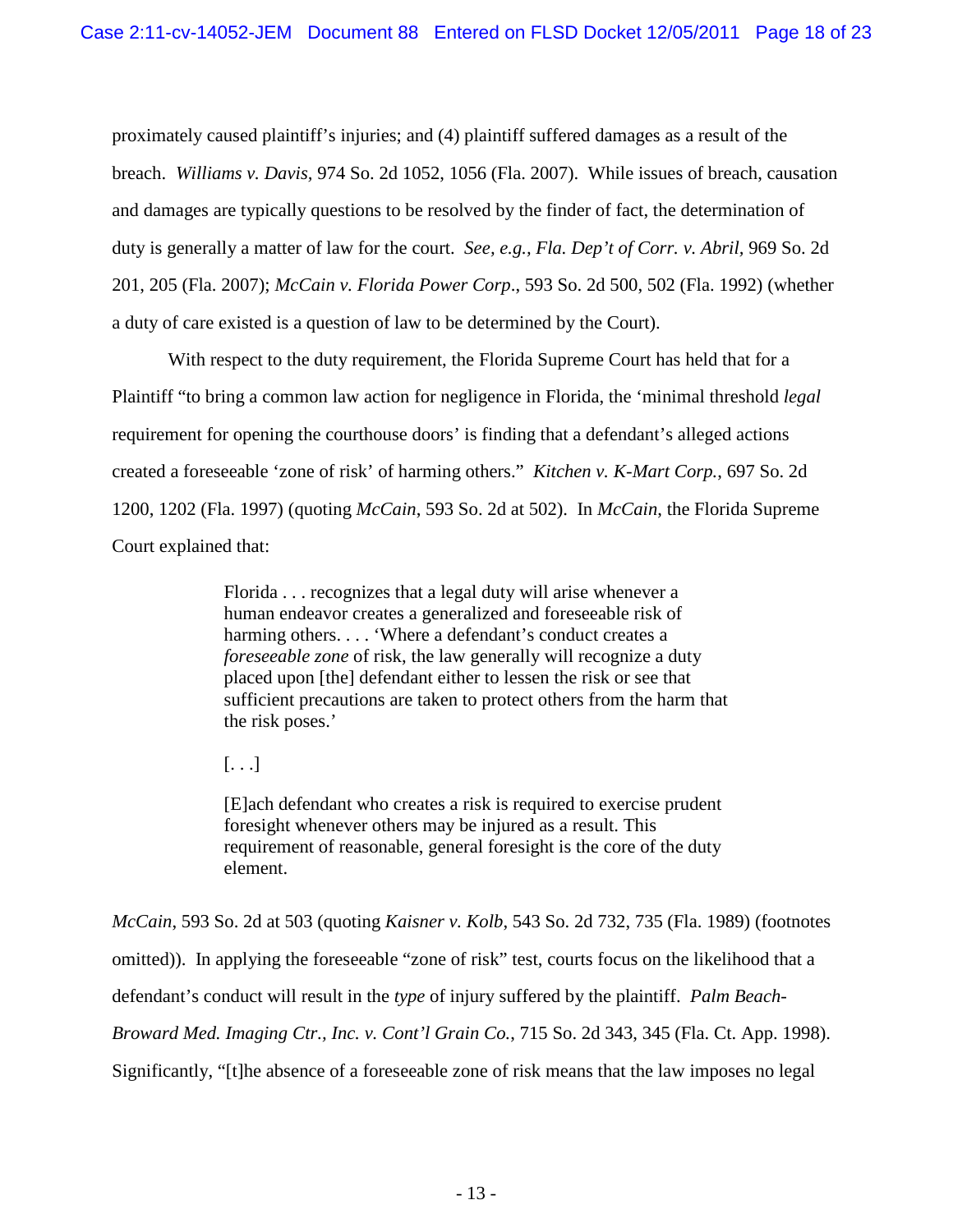proximately caused plaintiff's injuries; and (4) plaintiff suffered damages as a result of the breach. *Williams v. Davis*, 974 So. 2d 1052, 1056 (Fla. 2007). While issues of breach, causation and damages are typically questions to be resolved by the finder of fact, the determination of duty is generally a matter of law for the court. *See, e.g., Fla. Dep't of Corr. v. Abril*, 969 So. 2d 201, 205 (Fla. 2007); *McCain v. Florida Power Corp*., 593 So. 2d 500, 502 (Fla. 1992) (whether a duty of care existed is a question of law to be determined by the Court).

With respect to the duty requirement, the Florida Supreme Court has held that for a Plaintiff "to bring a common law action for negligence in Florida, the 'minimal threshold *legal* requirement for opening the courthouse doors' is finding that a defendant's alleged actions created a foreseeable 'zone of risk' of harming others." *Kitchen v. K-Mart Corp.*, 697 So. 2d 1200, 1202 (Fla. 1997) (quoting *McCain*, 593 So. 2d at 502). In *McCain*, the Florida Supreme Court explained that:

> Florida . . . recognizes that a legal duty will arise whenever a human endeavor creates a generalized and foreseeable risk of harming others. . . . 'Where a defendant's conduct creates a *foreseeable zone* of risk, the law generally will recognize a duty placed upon [the] defendant either to lessen the risk or see that sufficient precautions are taken to protect others from the harm that the risk poses.'
>
> [. . .]
>
> [E]ach defendant who creates a risk is required to exercise prudent foresight whenever others may be injured as a result. This requirement of reasonable, general foresight is the core of the duty element.

*McCain*, 593 So. 2d at 503 (quoting *Kaisner v. Kolb*, 543 So. 2d 732, 735 (Fla. 1989) (footnotes omitted)). In applying the foreseeable "zone of risk" test, courts focus on the likelihood that a defendant's conduct will result in the *type* of injury suffered by the plaintiff. *Palm Beach-Broward Med. Imaging Ctr., Inc. v. Cont'l Grain Co.*, 715 So. 2d 343, 345 (Fla. Ct. App. 1998). Significantly, "[t]he absence of a foreseeable zone of risk means that the law imposes no legal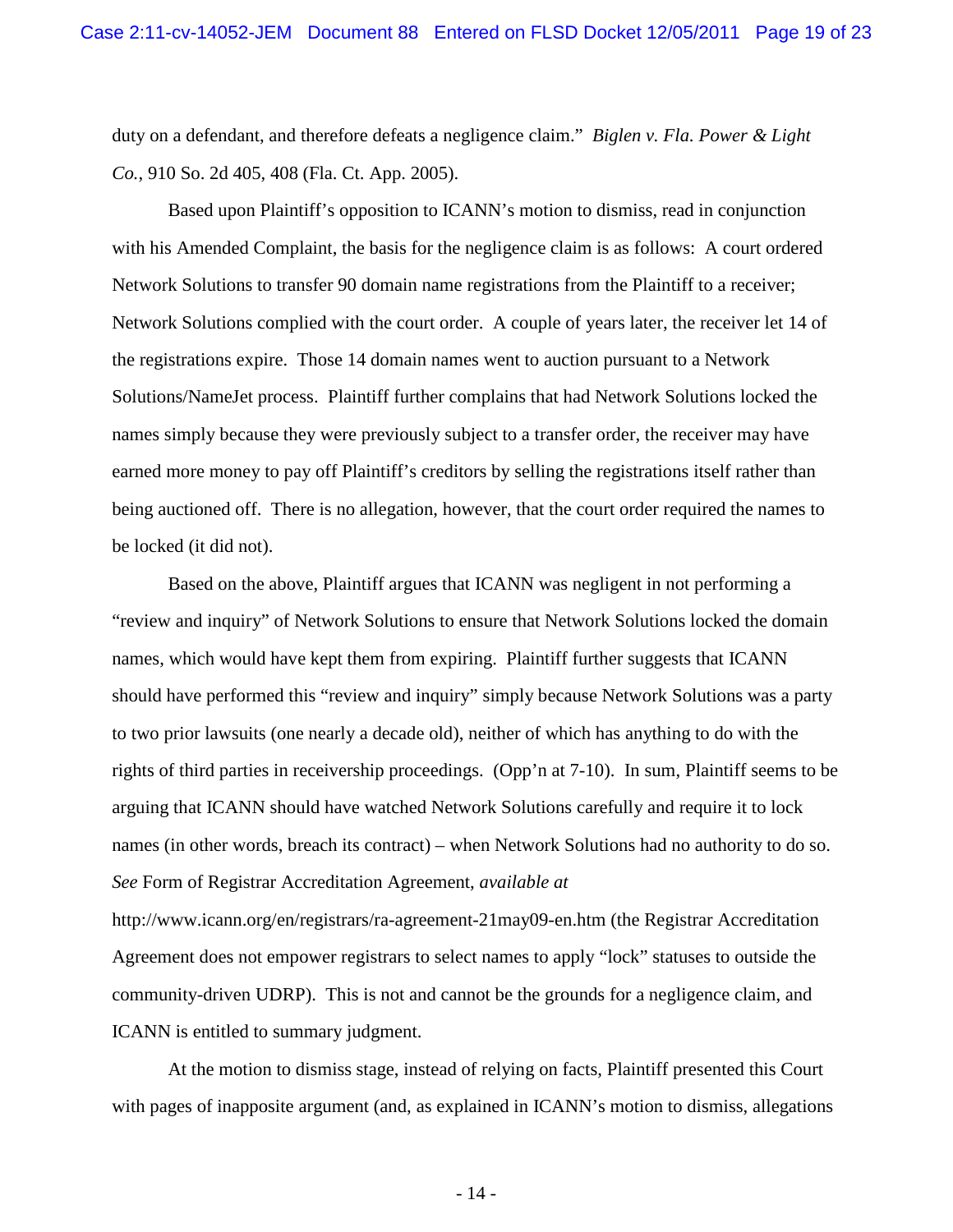duty on a defendant, and therefore defeats a negligence claim." *Biglen v. Fla. Power & Light Co.*, 910 So. 2d 405, 408 (Fla. Ct. App. 2005).

Based upon Plaintiff's opposition to ICANN's motion to dismiss, read in conjunction with his Amended Complaint, the basis for the negligence claim is as follows: A court ordered Network Solutions to transfer 90 domain name registrations from the Plaintiff to a receiver; Network Solutions complied with the court order. A couple of years later, the receiver let 14 of the registrations expire. Those 14 domain names went to auction pursuant to a Network Solutions/NameJet process. Plaintiff further complains that had Network Solutions locked the names simply because they were previously subject to a transfer order, the receiver may have earned more money to pay off Plaintiff's creditors by selling the registrations itself rather than being auctioned off. There is no allegation, however, that the court order required the names to be locked (it did not).

Based on the above, Plaintiff argues that ICANN was negligent in not performing a "review and inquiry" of Network Solutions to ensure that Network Solutions locked the domain names, which would have kept them from expiring. Plaintiff further suggests that ICANN should have performed this "review and inquiry" simply because Network Solutions was a party to two prior lawsuits (one nearly a decade old), neither of which has anything to do with the rights of third parties in receivership proceedings. (Opp'n at 7-10). In sum, Plaintiff seems to be arguing that ICANN should have watched Network Solutions carefully and require it to lock names (in other words, breach its contract) – when Network Solutions had no authority to do so. *See* Form of Registrar Accreditation Agreement, *available at* http://www.icann.org/en/registrars/ra-agreement-21may09-en.htm (the Registrar Accreditation Agreement does not empower registrars to select names to apply "lock" statuses to outside the community-driven UDRP). This is not and cannot be the grounds for a negligence claim, and ICANN is entitled to summary judgment.

At the motion to dismiss stage, instead of relying on facts, Plaintiff presented this Court with pages of inapposite argument (and, as explained in ICANN's motion to dismiss, allegations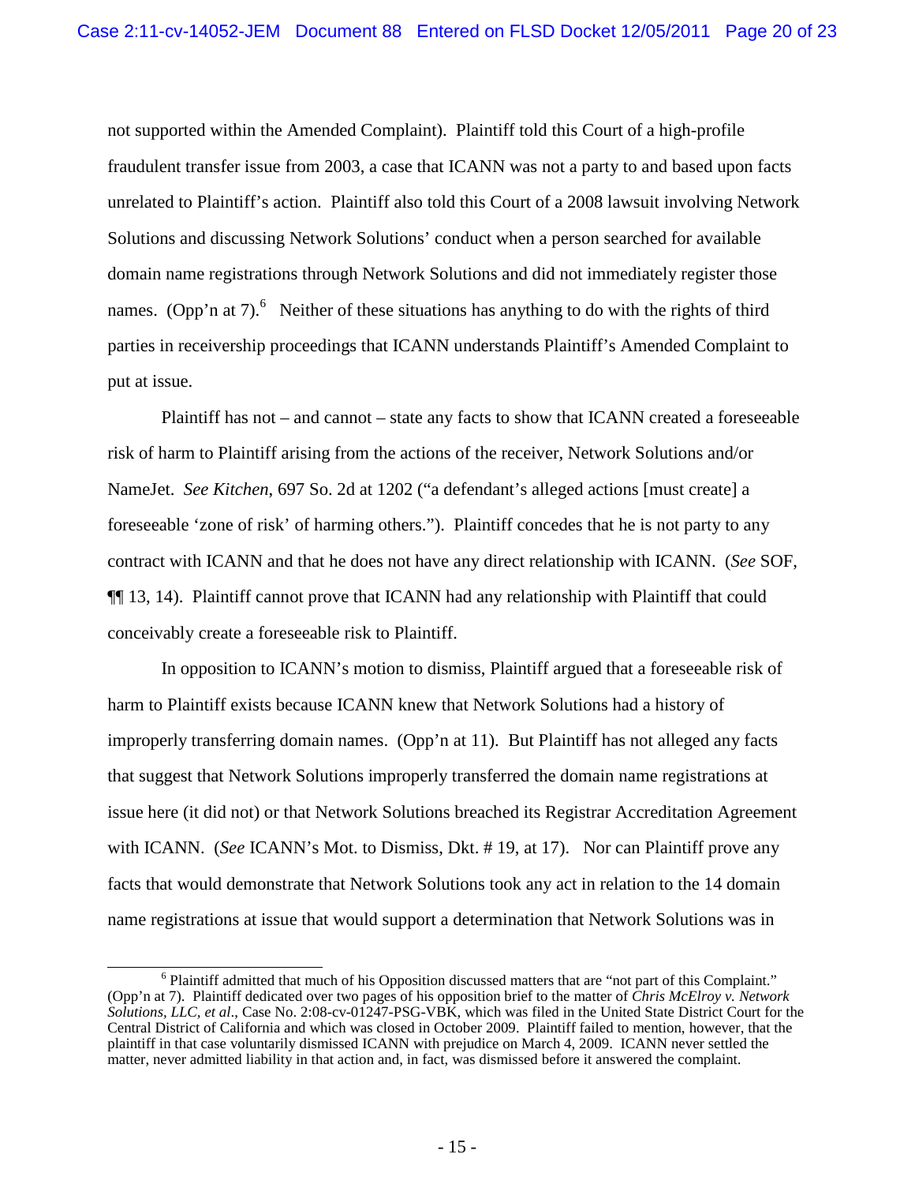not supported within the Amended Complaint). Plaintiff told this Court of a high-profile fraudulent transfer issue from 2003, a case that ICANN was not a party to and based upon facts unrelated to Plaintiff's action. Plaintiff also told this Court of a 2008 lawsuit involving Network Solutions and discussing Network Solutions' conduct when a person searched for available domain name registrations through Network Solutions and did not immediately register those names. (Opp'n at 7).[6] Neither of these situations has anything to do with the rights of third parties in receivership proceedings that ICANN understands Plaintiff's Amended Complaint to put at issue.

Plaintiff has not – and cannot – state any facts to show that ICANN created a foreseeable risk of harm to Plaintiff arising from the actions of the receiver, Network Solutions and/or NameJet. *See Kitchen*, 697 So. 2d at 1202 ("a defendant's alleged actions [must create] a foreseeable 'zone of risk' of harming others."). Plaintiff concedes that he is not party to any contract with ICANN and that he does not have any direct relationship with ICANN. (*See* SOF, ¶¶ 13, 14). Plaintiff cannot prove that ICANN had any relationship with Plaintiff that could conceivably create a foreseeable risk to Plaintiff.

In opposition to ICANN's motion to dismiss, Plaintiff argued that a foreseeable risk of harm to Plaintiff exists because ICANN knew that Network Solutions had a history of improperly transferring domain names. (Opp'n at 11). But Plaintiff has not alleged any facts that suggest that Network Solutions improperly transferred the domain name registrations at issue here (it did not) or that Network Solutions breached its Registrar Accreditation Agreement with ICANN. (*See* ICANN's Mot. to Dismiss, Dkt. # 19, at 17). Nor can Plaintiff prove any facts that would demonstrate that Network Solutions took any act in relation to the 14 domain name registrations at issue that would support a determination that Network Solutions was in

[6] Plaintiff admitted that much of his Opposition discussed matters that are "not part of this Complaint." (Opp'n at 7). Plaintiff dedicated over two pages of his opposition brief to the matter of *Chris McElroy v. Network Solutions, LLC, et al*., Case No. 2:08-cv-01247-PSG-VBK, which was filed in the United State District Court for the Central District of California and which was closed in October 2009. Plaintiff failed to mention, however, that the plaintiff in that case voluntarily dismissed ICANN with prejudice on March 4, 2009. ICANN never settled the matter, never admitted liability in that action and, in fact, was dismissed before it answered the complaint.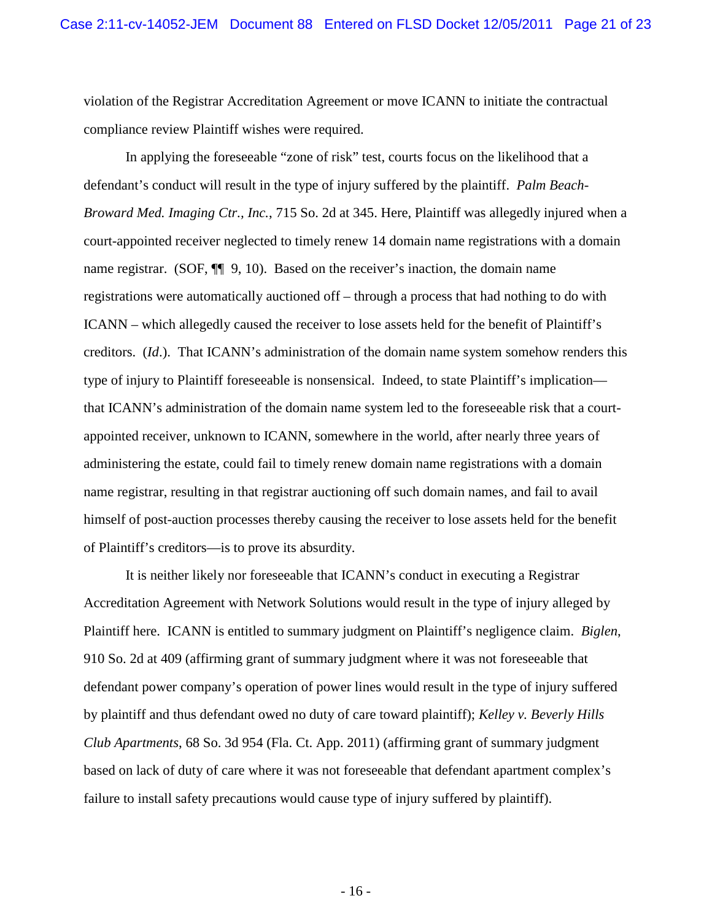violation of the Registrar Accreditation Agreement or move ICANN to initiate the contractual compliance review Plaintiff wishes were required.

In applying the foreseeable "zone of risk" test, courts focus on the likelihood that a defendant's conduct will result in the type of injury suffered by the plaintiff. *Palm Beach-Broward Med. Imaging Ctr., Inc.*, 715 So. 2d at 345. Here, Plaintiff was allegedly injured when a court-appointed receiver neglected to timely renew 14 domain name registrations with a domain name registrar. (SOF, ¶¶ 9, 10). Based on the receiver's inaction, the domain name registrations were automatically auctioned off – through a process that had nothing to do with ICANN – which allegedly caused the receiver to lose assets held for the benefit of Plaintiff's creditors. (*Id*.). That ICANN's administration of the domain name system somehow renders this type of injury to Plaintiff foreseeable is nonsensical. Indeed, to state Plaintiff's implication—that ICANN's administration of the domain name system led to the foreseeable risk that a court-appointed receiver, unknown to ICANN, somewhere in the world, after nearly three years of administering the estate, could fail to timely renew domain name registrations with a domain name registrar, resulting in that registrar auctioning off such domain names, and fail to avail himself of post-auction processes thereby causing the receiver to lose assets held for the benefit of Plaintiff's creditors—is to prove its absurdity.

It is neither likely nor foreseeable that ICANN's conduct in executing a Registrar Accreditation Agreement with Network Solutions would result in the type of injury alleged by Plaintiff here. ICANN is entitled to summary judgment on Plaintiff's negligence claim. *Biglen*, 910 So. 2d at 409 (affirming grant of summary judgment where it was not foreseeable that defendant power company's operation of power lines would result in the type of injury suffered by plaintiff and thus defendant owed no duty of care toward plaintiff); *Kelley v. Beverly Hills Club Apartments*, 68 So. 3d 954 (Fla. Ct. App. 2011) (affirming grant of summary judgment based on lack of duty of care where it was not foreseeable that defendant apartment complex's failure to install safety precautions would cause type of injury suffered by plaintiff).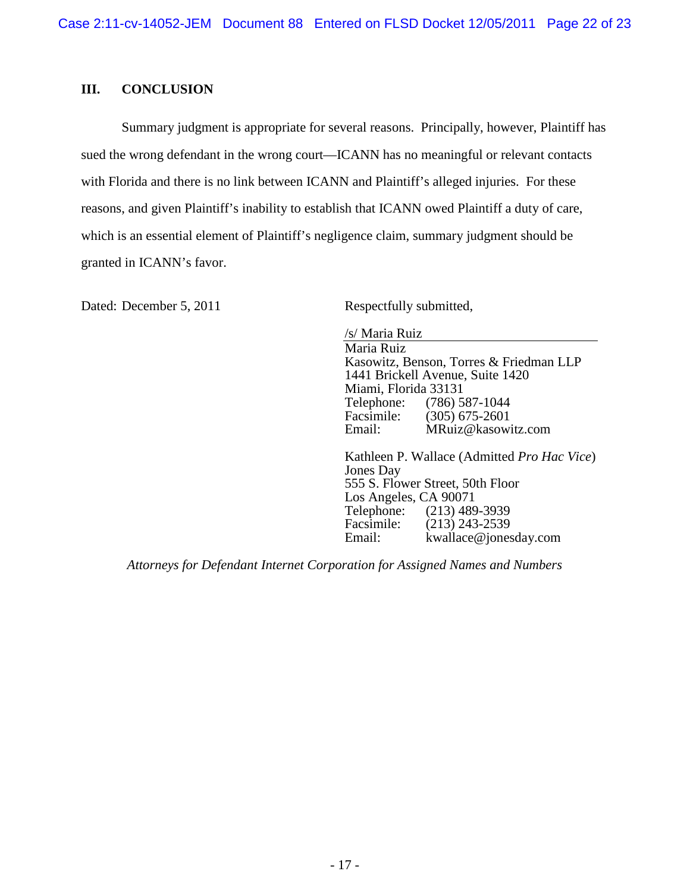## III. CONCLUSION

Summary judgment is appropriate for several reasons. Principally, however, Plaintiff has sued the wrong defendant in the wrong court—ICANN has no meaningful or relevant contacts with Florida and there is no link between ICANN and Plaintiff's alleged injuries. For these reasons, and given Plaintiff's inability to establish that ICANN owed Plaintiff a duty of care, which is an essential element of Plaintiff's negligence claim, summary judgment should be granted in ICANN's favor.

Dated: December 5, 2011

Respectfully submitted,

/s/ Maria Ruiz
Maria Ruiz
Kasowitz, Benson, Torres & Friedman LLP
1441 Brickell Avenue, Suite 1420
Miami, Florida 33131
Telephone: (786) 587-1044
Facsimile: (305) 675-2601
Email: MRuiz@kasowitz.com

Kathleen P. Wallace (Admitted *Pro Hac Vice*)
Jones Day
555 S. Flower Street, 50th Floor
Los Angeles, CA 90071
Telephone: (213) 489-3939
Facsimile: (213) 243-2539
Email: kwallace@jonesday.com

*Attorneys for Defendant Internet Corporation for Assigned Names and Numbers*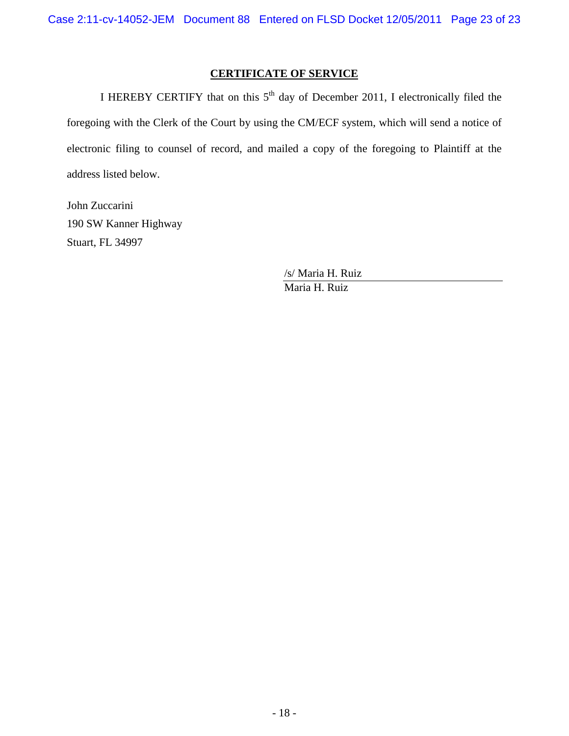## CERTIFICATE OF SERVICE

I HEREBY CERTIFY that on this 5th day of December 2011, I electronically filed the foregoing with the Clerk of the Court by using the CM/ECF system, which will send a notice of electronic filing to counsel of record, and mailed a copy of the foregoing to Plaintiff at the address listed below.

John Zuccarini
190 SW Kanner Highway
Stuart, FL 34997

/s/ Maria H. Ruiz
Maria H. Ruiz